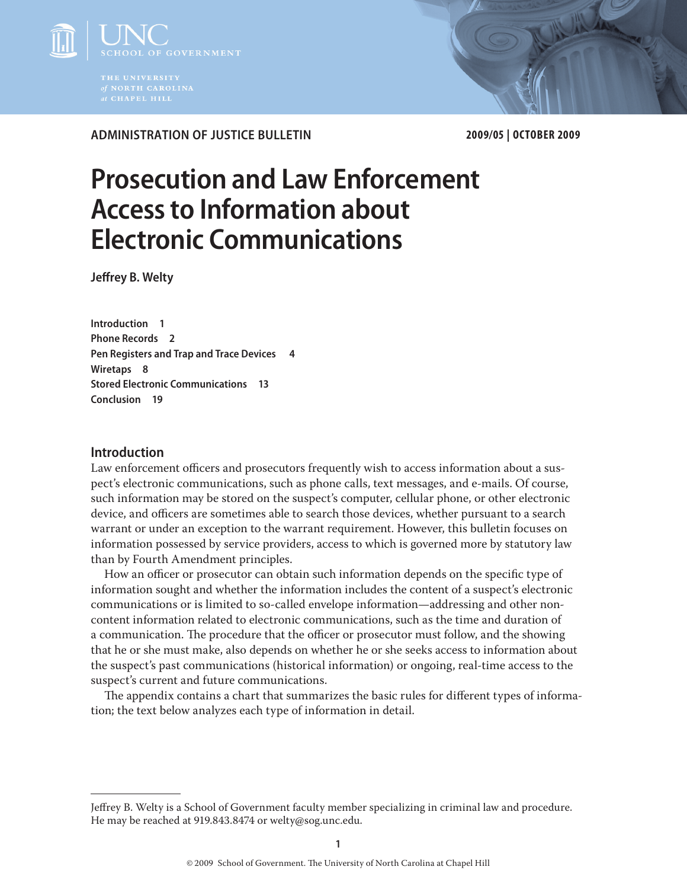ADMINISTRATION OF JUSTICE BULLETIN

2009/05 | OCTOBER 2009

# Prosecution and Law Enforcement Access to Information about Electronic Communications

**Jeffrey B. Welty**

**Introduction 1**
**Phone Records 2**
**Pen Registers and Trap and Trace Devices 4**
**Wiretaps 8**
**Stored Electronic Communications 13**
**Conclusion 19**

## Introduction

Law enforcement officers and prosecutors frequently wish to access information about a suspect's electronic communications, such as phone calls, text messages, and e-mails. Of course, such information may be stored on the suspect's computer, cellular phone, or other electronic device, and officers are sometimes able to search those devices, whether pursuant to a search warrant or under an exception to the warrant requirement. However, this bulletin focuses on information possessed by service providers, access to which is governed more by statutory law than by Fourth Amendment principles.

How an officer or prosecutor can obtain such information depends on the specific type of information sought and whether the information includes the content of a suspect's electronic communications or is limited to so-called envelope information—addressing and other non-content information related to electronic communications, such as the time and duration of a communication. The procedure that the officer or prosecutor must follow, and the showing that he or she must make, also depends on whether he or she seeks access to information about the suspect's past communications (historical information) or ongoing, real-time access to the suspect's current and future communications.

The appendix contains a chart that summarizes the basic rules for different types of information; the text below analyzes each type of information in detail.

---

Jeffrey B. Welty is a School of Government faculty member specializing in criminal law and procedure. He may be reached at 919.843.8474 or welty@sog.unc.edu.

© 2009 School of Government. The University of North Carolina at Chapel Hill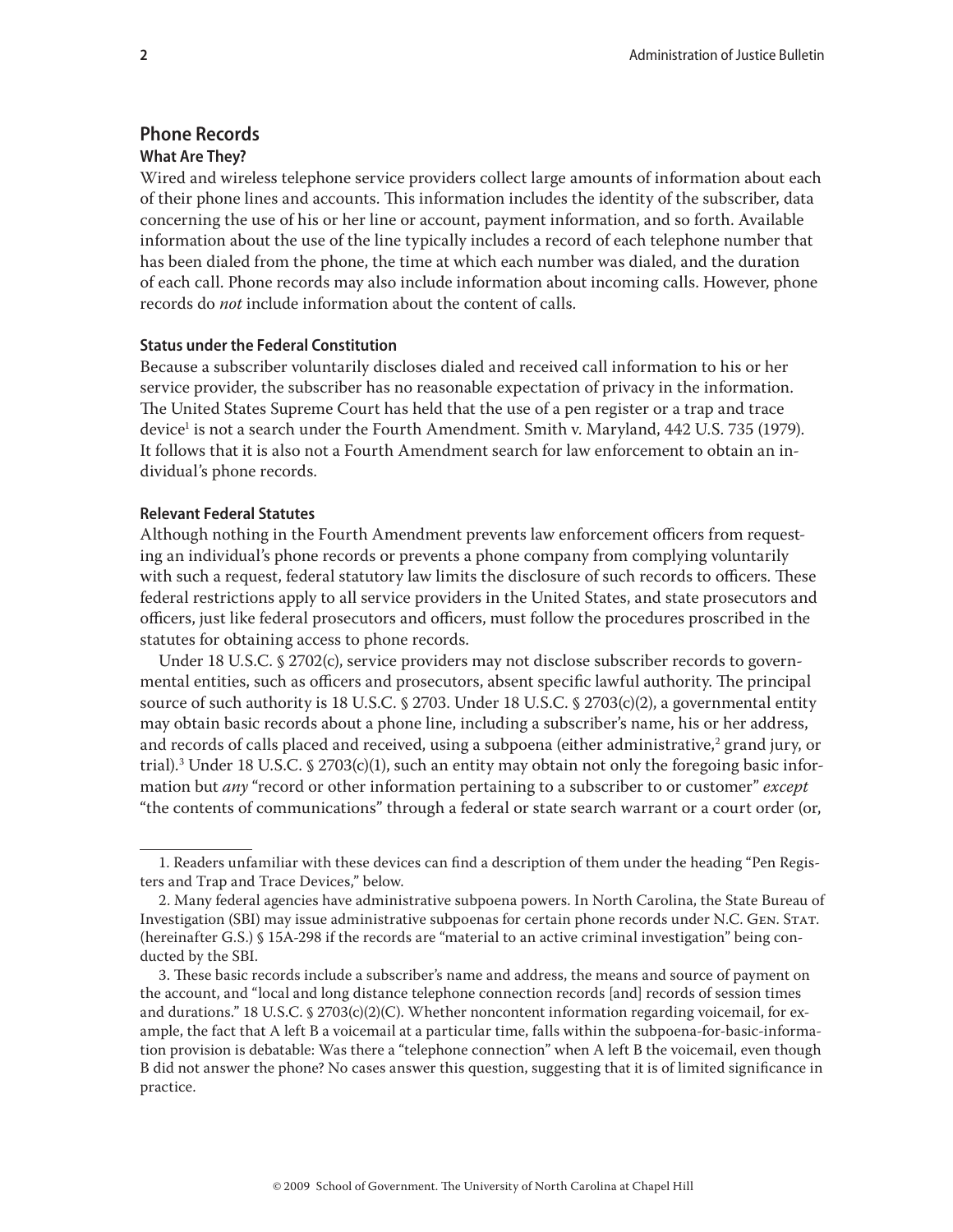## Phone Records

### What Are They?

Wired and wireless telephone service providers collect large amounts of information about each of their phone lines and accounts. This information includes the identity of the subscriber, data concerning the use of his or her line or account, payment information, and so forth. Available information about the use of the line typically includes a record of each telephone number that has been dialed from the phone, the time at which each number was dialed, and the duration of each call. Phone records may also include information about incoming calls. However, phone records do *not* include information about the content of calls.

### Status under the Federal Constitution

Because a subscriber voluntarily discloses dialed and received call information to his or her service provider, the subscriber has no reasonable expectation of privacy in the information. The United States Supreme Court has held that the use of a pen register or a trap and trace device[1] is not a search under the Fourth Amendment. Smith v. Maryland, 442 U.S. 735 (1979). It follows that it is also not a Fourth Amendment search for law enforcement to obtain an individual's phone records.

### Relevant Federal Statutes

Although nothing in the Fourth Amendment prevents law enforcement officers from requesting an individual's phone records or prevents a phone company from complying voluntarily with such a request, federal statutory law limits the disclosure of such records to officers. These federal restrictions apply to all service providers in the United States, and state prosecutors and officers, just like federal prosecutors and officers, must follow the procedures proscribed in the statutes for obtaining access to phone records.

Under 18 U.S.C. § 2702(c), service providers may not disclose subscriber records to governmental entities, such as officers and prosecutors, absent specific lawful authority. The principal source of such authority is 18 U.S.C. § 2703. Under 18 U.S.C. § 2703(c)(2), a governmental entity may obtain basic records about a phone line, including a subscriber's name, his or her address, and records of calls placed and received, using a subpoena (either administrative,[2] grand jury, or trial).[3] Under 18 U.S.C. § 2703(c)(1), such an entity may obtain not only the foregoing basic information but *any* "record or other information pertaining to a subscriber to or customer" *except* "the contents of communications" through a federal or state search warrant or a court order (or,

---

1. Readers unfamiliar with these devices can find a description of them under the heading "Pen Registers and Trap and Trace Devices," below.

2. Many federal agencies have administrative subpoena powers. In North Carolina, the State Bureau of Investigation (SBI) may issue administrative subpoenas for certain phone records under N.C. Gen. Stat. (hereinafter G.S.) § 15A-298 if the records are "material to an active criminal investigation" being conducted by the SBI.

3. These basic records include a subscriber's name and address, the means and source of payment on the account, and "local and long distance telephone connection records [and] records of session times and durations." 18 U.S.C. § 2703(c)(2)(C). Whether noncontent information regarding voicemail, for example, the fact that A left B a voicemail at a particular time, falls within the subpoena-for-basic-information provision is debatable: Was there a "telephone connection" when A left B the voicemail, even though B did not answer the phone? No cases answer this question, suggesting that it is of limited significance in practice.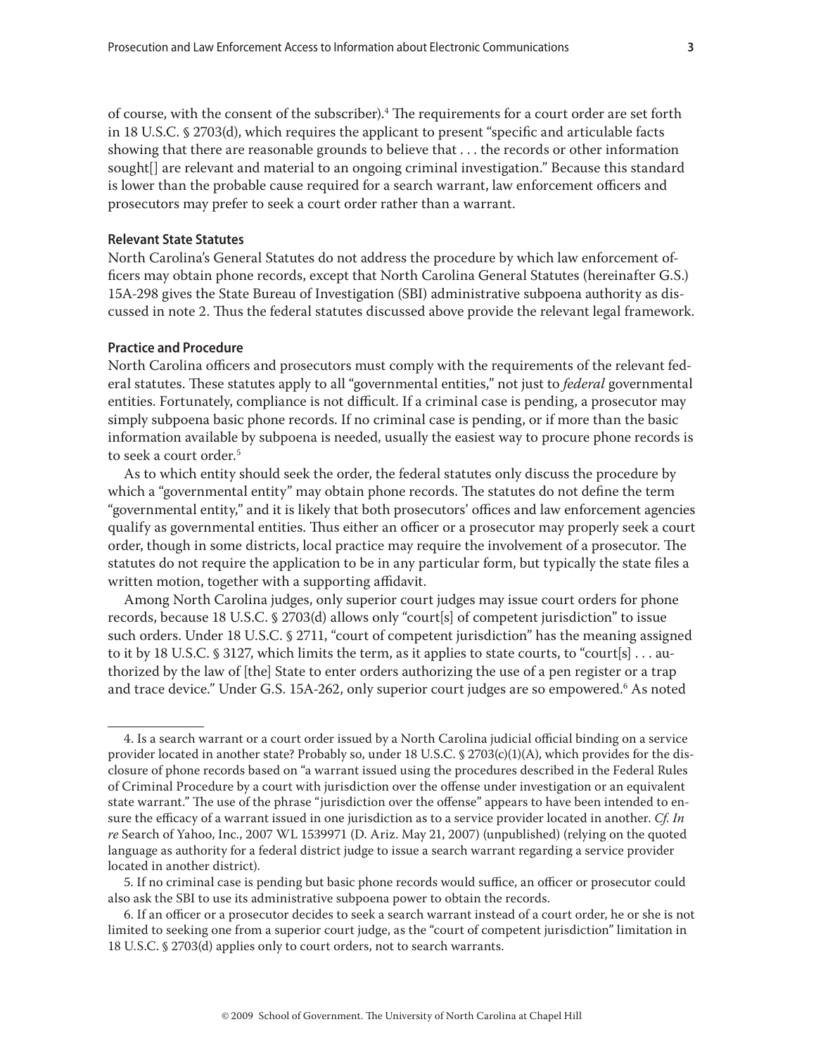of course, with the consent of the subscriber).[4] The requirements for a court order are set forth in 18 U.S.C. § 2703(d), which requires the applicant to present "specific and articulable facts showing that there are reasonable grounds to believe that . . . the records or other information sought[] are relevant and material to an ongoing criminal investigation." Because this standard is lower than the probable cause required for a search warrant, law enforcement officers and prosecutors may prefer to seek a court order rather than a warrant.

### Relevant State Statutes

North Carolina's General Statutes do not address the procedure by which law enforcement officers may obtain phone records, except that North Carolina General Statutes (hereinafter G.S.) 15A-298 gives the State Bureau of Investigation (SBI) administrative subpoena authority as discussed in note 2. Thus the federal statutes discussed above provide the relevant legal framework.

### Practice and Procedure

North Carolina officers and prosecutors must comply with the requirements of the relevant federal statutes. These statutes apply to all "governmental entities," not just to *federal* governmental entities. Fortunately, compliance is not difficult. If a criminal case is pending, a prosecutor may simply subpoena basic phone records. If no criminal case is pending, or if more than the basic information available by subpoena is needed, usually the easiest way to procure phone records is to seek a court order.[5]

As to which entity should seek the order, the federal statutes only discuss the procedure by which a "governmental entity" may obtain phone records. The statutes do not define the term "governmental entity," and it is likely that both prosecutors' offices and law enforcement agencies qualify as governmental entities. Thus either an officer or a prosecutor may properly seek a court order, though in some districts, local practice may require the involvement of a prosecutor. The statutes do not require the application to be in any particular form, but typically the state files a written motion, together with a supporting affidavit.

Among North Carolina judges, only superior court judges may issue court orders for phone records, because 18 U.S.C. § 2703(d) allows only "court[s] of competent jurisdiction" to issue such orders. Under 18 U.S.C. § 2711, "court of competent jurisdiction" has the meaning assigned to it by 18 U.S.C. § 3127, which limits the term, as it applies to state courts, to "court[s] . . . authorized by the law of [the] State to enter orders authorizing the use of a pen register or a trap and trace device." Under G.S. 15A-262, only superior court judges are so empowered.[6] As noted

---

4. Is a search warrant or a court order issued by a North Carolina judicial official binding on a service provider located in another state? Probably so, under 18 U.S.C. § 2703(c)(1)(A), which provides for the disclosure of phone records based on "a warrant issued using the procedures described in the Federal Rules of Criminal Procedure by a court with jurisdiction over the offense under investigation or an equivalent state warrant." The use of the phrase "jurisdiction over the offense" appears to have been intended to ensure the efficacy of a warrant issued in one jurisdiction as to a service provider located in another. *Cf. In re* Search of Yahoo, Inc., 2007 WL 1539971 (D. Ariz. May 21, 2007) (unpublished) (relying on the quoted language as authority for a federal district judge to issue a search warrant regarding a service provider located in another district).

5. If no criminal case is pending but basic phone records would suffice, an officer or prosecutor could also ask the SBI to use its administrative subpoena power to obtain the records.

6. If an officer or a prosecutor decides to seek a search warrant instead of a court order, he or she is not limited to seeking one from a superior court judge, as the "court of competent jurisdiction" limitation in 18 U.S.C. § 2703(d) applies only to court orders, not to search warrants.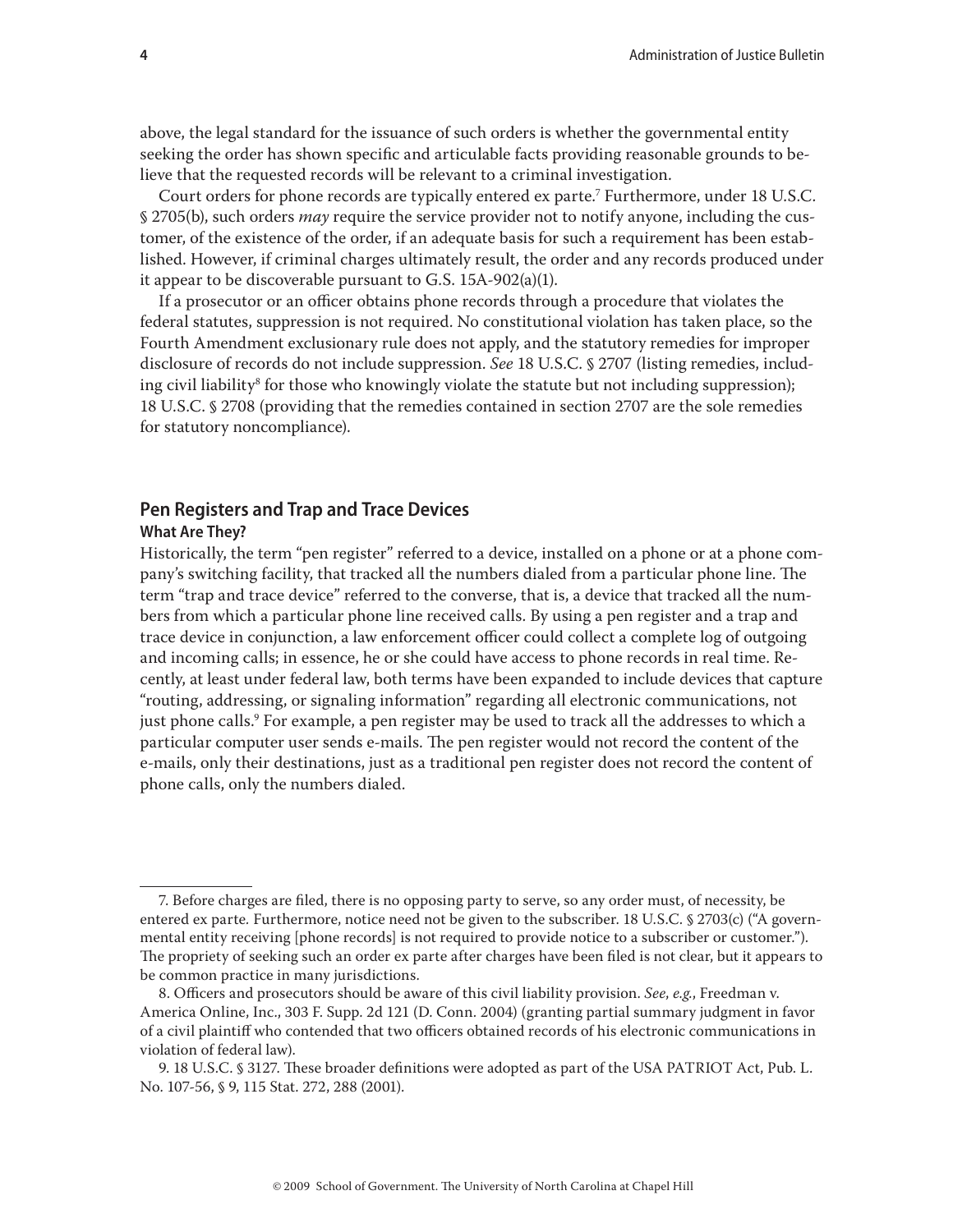above, the legal standard for the issuance of such orders is whether the governmental entity seeking the order has shown specific and articulable facts providing reasonable grounds to believe that the requested records will be relevant to a criminal investigation.

Court orders for phone records are typically entered ex parte.[7] Furthermore, under 18 U.S.C. § 2705(b), such orders *may* require the service provider not to notify anyone, including the customer, of the existence of the order, if an adequate basis for such a requirement has been established. However, if criminal charges ultimately result, the order and any records produced under it appear to be discoverable pursuant to G.S. 15A-902(a)(1).

If a prosecutor or an officer obtains phone records through a procedure that violates the federal statutes, suppression is not required. No constitutional violation has taken place, so the Fourth Amendment exclusionary rule does not apply, and the statutory remedies for improper disclosure of records do not include suppression. *See* 18 U.S.C. § 2707 (listing remedies, including civil liability[8] for those who knowingly violate the statute but not including suppression); 18 U.S.C. § 2708 (providing that the remedies contained in section 2707 are the sole remedies for statutory noncompliance).

## Pen Registers and Trap and Trace Devices

### What Are They?

Historically, the term "pen register" referred to a device, installed on a phone or at a phone company's switching facility, that tracked all the numbers dialed from a particular phone line. The term "trap and trace device" referred to the converse, that is, a device that tracked all the numbers from which a particular phone line received calls. By using a pen register and a trap and trace device in conjunction, a law enforcement officer could collect a complete log of outgoing and incoming calls; in essence, he or she could have access to phone records in real time. Recently, at least under federal law, both terms have been expanded to include devices that capture "routing, addressing, or signaling information" regarding all electronic communications, not just phone calls.[9] For example, a pen register may be used to track all the addresses to which a particular computer user sends e-mails. The pen register would not record the content of the e-mails, only their destinations, just as a traditional pen register does not record the content of phone calls, only the numbers dialed.

---

7. Before charges are filed, there is no opposing party to serve, so any order must, of necessity, be entered ex parte. Furthermore, notice need not be given to the subscriber. 18 U.S.C. § 2703(c) ("A governmental entity receiving [phone records] is not required to provide notice to a subscriber or customer."). The propriety of seeking such an order ex parte after charges have been filed is not clear, but it appears to be common practice in many jurisdictions.

8. Officers and prosecutors should be aware of this civil liability provision. *See, e.g.*, Freedman v. America Online, Inc., 303 F. Supp. 2d 121 (D. Conn. 2004) (granting partial summary judgment in favor of a civil plaintiff who contended that two officers obtained records of his electronic communications in violation of federal law).

9. 18 U.S.C. § 3127. These broader definitions were adopted as part of the USA PATRIOT Act, Pub. L. No. 107-56, § 9, 115 Stat. 272, 288 (2001).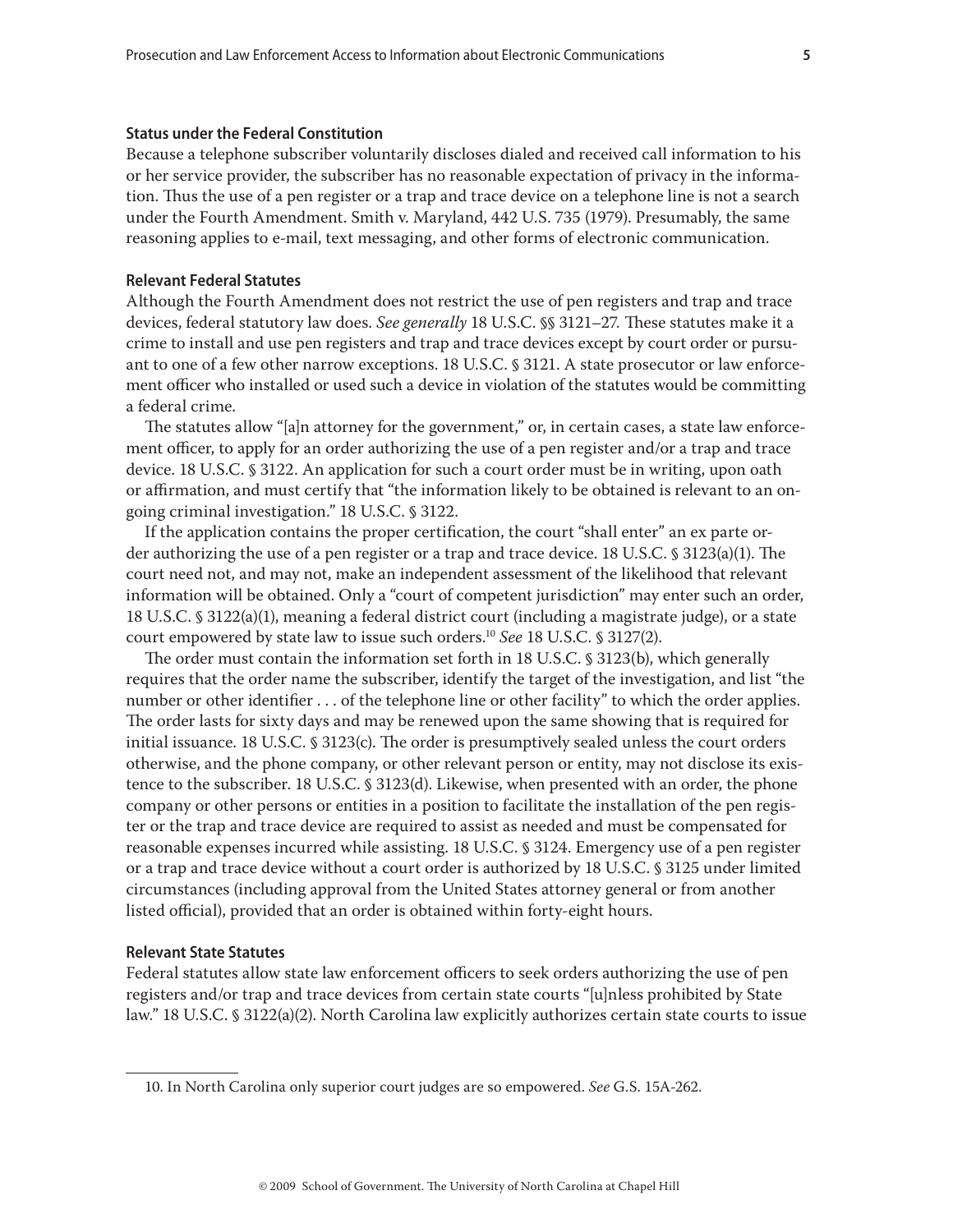#### Status under the Federal Constitution

Because a telephone subscriber voluntarily discloses dialed and received call information to his or her service provider, the subscriber has no reasonable expectation of privacy in the information. Thus the use of a pen register or a trap and trace device on a telephone line is not a search under the Fourth Amendment. Smith v. Maryland, 442 U.S. 735 (1979). Presumably, the same reasoning applies to e-mail, text messaging, and other forms of electronic communication.

#### Relevant Federal Statutes

Although the Fourth Amendment does not restrict the use of pen registers and trap and trace devices, federal statutory law does. *See generally* 18 U.S.C. §§ 3121–27. These statutes make it a crime to install and use pen registers and trap and trace devices except by court order or pursuant to one of a few other narrow exceptions. 18 U.S.C. § 3121. A state prosecutor or law enforcement officer who installed or used such a device in violation of the statutes would be committing a federal crime.

The statutes allow "[a]n attorney for the government," or, in certain cases, a state law enforcement officer, to apply for an order authorizing the use of a pen register and/or a trap and trace device. 18 U.S.C. § 3122. An application for such a court order must be in writing, upon oath or affirmation, and must certify that "the information likely to be obtained is relevant to an ongoing criminal investigation." 18 U.S.C. § 3122.

If the application contains the proper certification, the court "shall enter" an ex parte order authorizing the use of a pen register or a trap and trace device. 18 U.S.C. § 3123(a)(1). The court need not, and may not, make an independent assessment of the likelihood that relevant information will be obtained. Only a "court of competent jurisdiction" may enter such an order, 18 U.S.C. § 3122(a)(1), meaning a federal district court (including a magistrate judge), or a state court empowered by state law to issue such orders.[10] *See* 18 U.S.C. § 3127(2).

The order must contain the information set forth in 18 U.S.C. § 3123(b), which generally requires that the order name the subscriber, identify the target of the investigation, and list "the number or other identifier . . . of the telephone line or other facility" to which the order applies. The order lasts for sixty days and may be renewed upon the same showing that is required for initial issuance. 18 U.S.C. § 3123(c). The order is presumptively sealed unless the court orders otherwise, and the phone company, or other relevant person or entity, may not disclose its existence to the subscriber. 18 U.S.C. § 3123(d). Likewise, when presented with an order, the phone company or other persons or entities in a position to facilitate the installation of the pen register or the trap and trace device are required to assist as needed and must be compensated for reasonable expenses incurred while assisting. 18 U.S.C. § 3124. Emergency use of a pen register or a trap and trace device without a court order is authorized by 18 U.S.C. § 3125 under limited circumstances (including approval from the United States attorney general or from another listed official), provided that an order is obtained within forty-eight hours.

#### Relevant State Statutes

Federal statutes allow state law enforcement officers to seek orders authorizing the use of pen registers and/or trap and trace devices from certain state courts "[u]nless prohibited by State law." 18 U.S.C. § 3122(a)(2). North Carolina law explicitly authorizes certain state courts to issue

---

10. In North Carolina only superior court judges are so empowered. *See* G.S. 15A-262.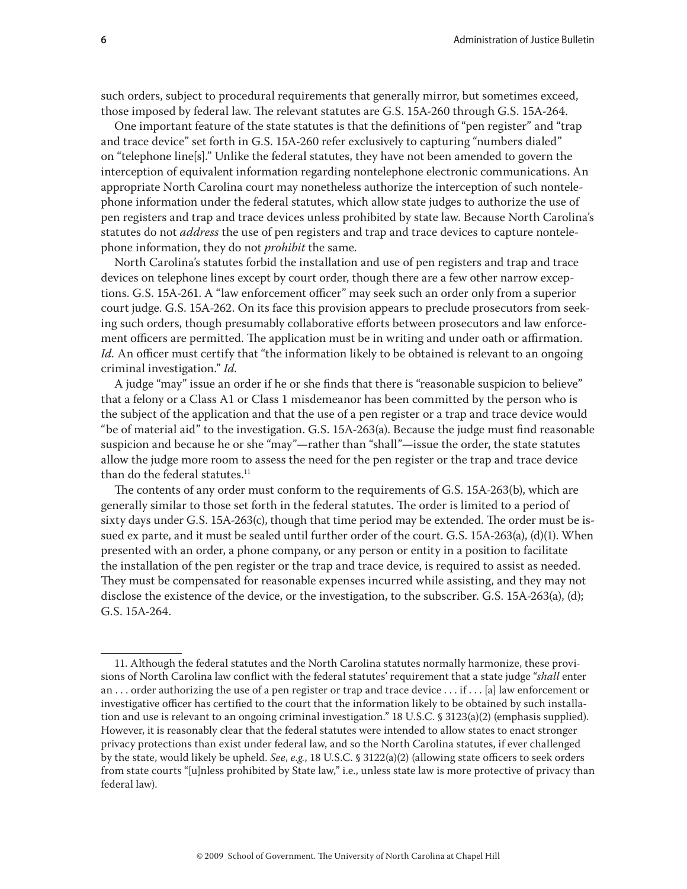such orders, subject to procedural requirements that generally mirror, but sometimes exceed, those imposed by federal law. The relevant statutes are G.S. 15A-260 through G.S. 15A-264.

One important feature of the state statutes is that the definitions of "pen register" and "trap and trace device" set forth in G.S. 15A-260 refer exclusively to capturing "numbers dialed" on "telephone line[s]." Unlike the federal statutes, they have not been amended to govern the interception of equivalent information regarding nontelephone electronic communications. An appropriate North Carolina court may nonetheless authorize the interception of such nontelephone information under the federal statutes, which allow state judges to authorize the use of pen registers and trap and trace devices unless prohibited by state law. Because North Carolina's statutes do not *address* the use of pen registers and trap and trace devices to capture nontelephone information, they do not *prohibit* the same.

North Carolina's statutes forbid the installation and use of pen registers and trap and trace devices on telephone lines except by court order, though there are a few other narrow exceptions. G.S. 15A-261. A "law enforcement officer" may seek such an order only from a superior court judge. G.S. 15A-262. On its face this provision appears to preclude prosecutors from seeking such orders, though presumably collaborative efforts between prosecutors and law enforcement officers are permitted. The application must be in writing and under oath or affirmation. *Id.* An officer must certify that "the information likely to be obtained is relevant to an ongoing criminal investigation." *Id.*

A judge "may" issue an order if he or she finds that there is "reasonable suspicion to believe" that a felony or a Class A1 or Class 1 misdemeanor has been committed by the person who is the subject of the application and that the use of a pen register or a trap and trace device would "be of material aid" to the investigation. G.S. 15A-263(a). Because the judge must find reasonable suspicion and because he or she "may"—rather than "shall"—issue the order, the state statutes allow the judge more room to assess the need for the pen register or the trap and trace device than do the federal statutes.[11]

The contents of any order must conform to the requirements of G.S. 15A-263(b), which are generally similar to those set forth in the federal statutes. The order is limited to a period of sixty days under G.S. 15A-263(c), though that time period may be extended. The order must be issued ex parte, and it must be sealed until further order of the court. G.S. 15A-263(a), (d)(1). When presented with an order, a phone company, or any person or entity in a position to facilitate the installation of the pen register or the trap and trace device, is required to assist as needed. They must be compensated for reasonable expenses incurred while assisting, and they may not disclose the existence of the device, or the investigation, to the subscriber. G.S. 15A-263(a), (d); G.S. 15A-264.

---

11. Although the federal statutes and the North Carolina statutes normally harmonize, these provisions of North Carolina law conflict with the federal statutes' requirement that a state judge "*shall* enter an . . . order authorizing the use of a pen register or trap and trace device . . . if . . . [a] law enforcement or investigative officer has certified to the court that the information likely to be obtained by such installation and use is relevant to an ongoing criminal investigation." 18 U.S.C. § 3123(a)(2) (emphasis supplied). However, it is reasonably clear that the federal statutes were intended to allow states to enact stronger privacy protections than exist under federal law, and so the North Carolina statutes, if ever challenged by the state, would likely be upheld. *See*, *e.g.*, 18 U.S.C. § 3122(a)(2) (allowing state officers to seek orders from state courts "[u]nless prohibited by State law," i.e., unless state law is more protective of privacy than federal law).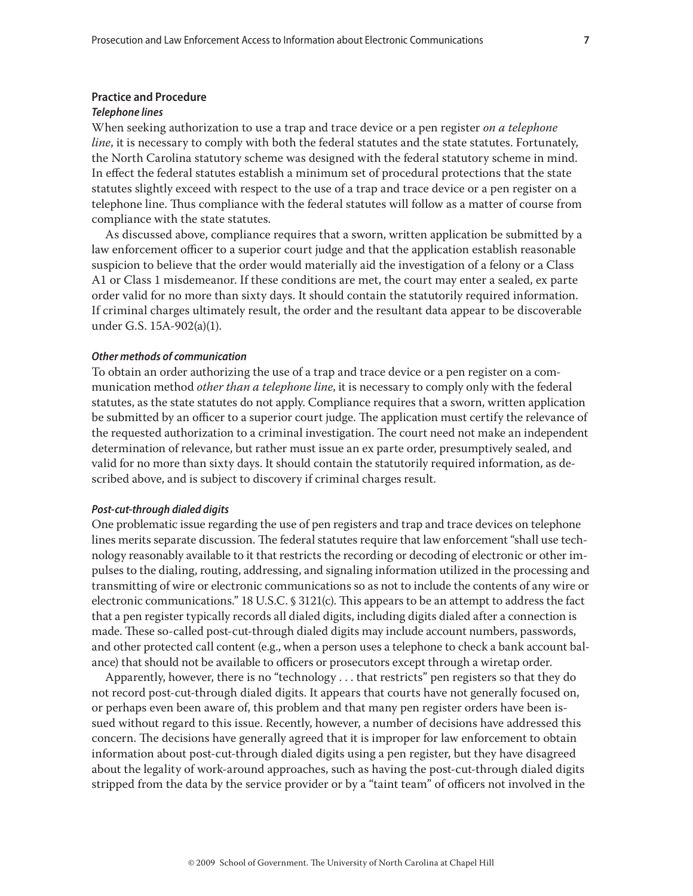### Practice and Procedure

#### *Telephone lines*

When seeking authorization to use a trap and trace device or a pen register *on a telephone line*, it is necessary to comply with both the federal statutes and the state statutes. Fortunately, the North Carolina statutory scheme was designed with the federal statutory scheme in mind. In effect the federal statutes establish a minimum set of procedural protections that the state statutes slightly exceed with respect to the use of a trap and trace device or a pen register on a telephone line. Thus compliance with the federal statutes will follow as a matter of course from compliance with the state statutes.

As discussed above, compliance requires that a sworn, written application be submitted by a law enforcement officer to a superior court judge and that the application establish reasonable suspicion to believe that the order would materially aid the investigation of a felony or a Class A1 or Class 1 misdemeanor. If these conditions are met, the court may enter a sealed, ex parte order valid for no more than sixty days. It should contain the statutorily required information. If criminal charges ultimately result, the order and the resultant data appear to be discoverable under G.S. 15A-902(a)(1).

#### *Other methods of communication*

To obtain an order authorizing the use of a trap and trace device or a pen register on a communication method *other than a telephone line*, it is necessary to comply only with the federal statutes, as the state statutes do not apply. Compliance requires that a sworn, written application be submitted by an officer to a superior court judge. The application must certify the relevance of the requested authorization to a criminal investigation. The court need not make an independent determination of relevance, but rather must issue an ex parte order, presumptively sealed, and valid for no more than sixty days. It should contain the statutorily required information, as described above, and is subject to discovery if criminal charges result.

#### *Post-cut-through dialed digits*

One problematic issue regarding the use of pen registers and trap and trace devices on telephone lines merits separate discussion. The federal statutes require that law enforcement "shall use technology reasonably available to it that restricts the recording or decoding of electronic or other impulses to the dialing, routing, addressing, and signaling information utilized in the processing and transmitting of wire or electronic communications so as not to include the contents of any wire or electronic communications." 18 U.S.C. § 3121(c). This appears to be an attempt to address the fact that a pen register typically records all dialed digits, including digits dialed after a connection is made. These so-called post-cut-through dialed digits may include account numbers, passwords, and other protected call content (e.g., when a person uses a telephone to check a bank account balance) that should not be available to officers or prosecutors except through a wiretap order.

Apparently, however, there is no "technology . . . that restricts" pen registers so that they do not record post-cut-through dialed digits. It appears that courts have not generally focused on, or perhaps even been aware of, this problem and that many pen register orders have been issued without regard to this issue. Recently, however, a number of decisions have addressed this concern. The decisions have generally agreed that it is improper for law enforcement to obtain information about post-cut-through dialed digits using a pen register, but they have disagreed about the legality of work-around approaches, such as having the post-cut-through dialed digits stripped from the data by the service provider or by a "taint team" of officers not involved in the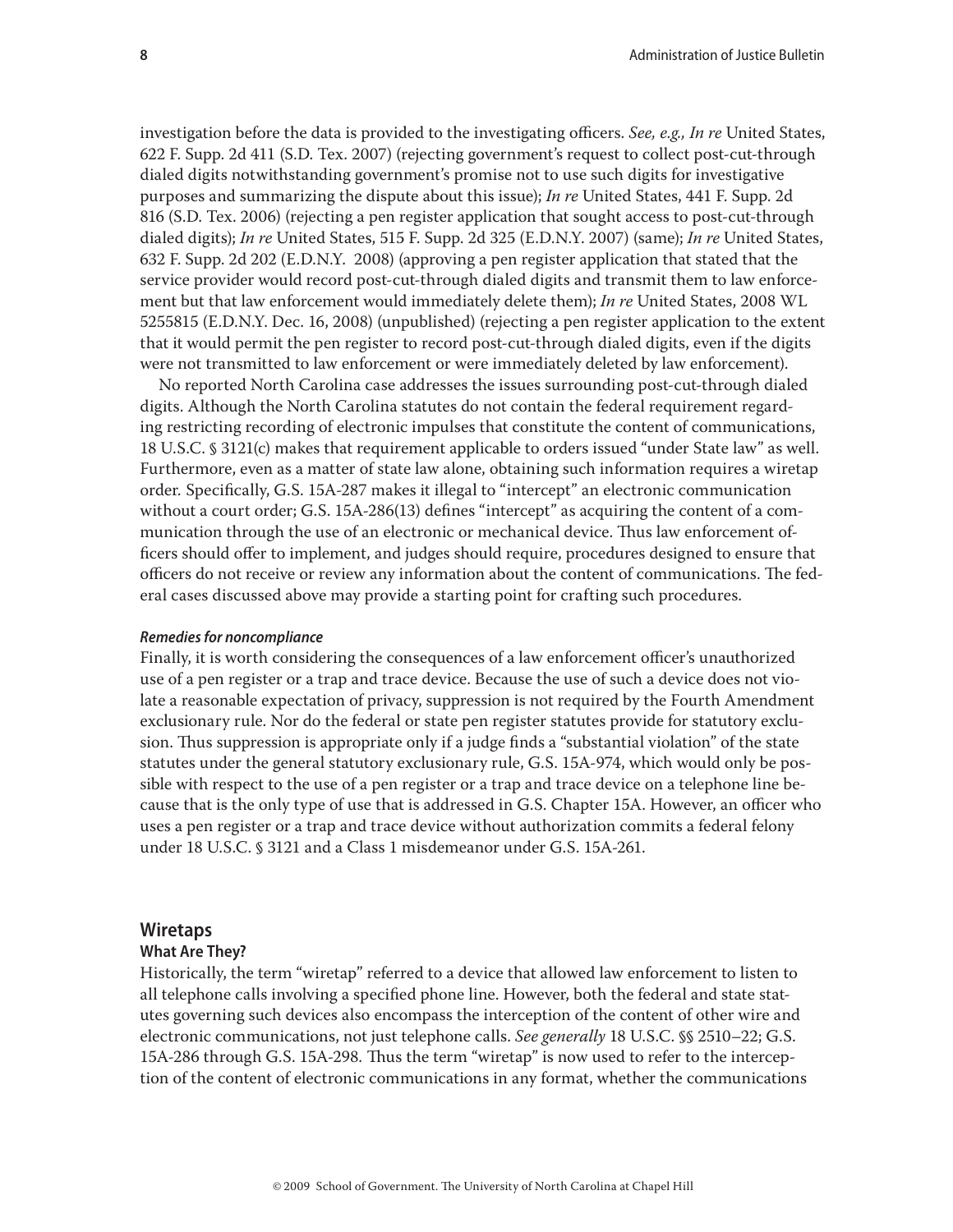investigation before the data is provided to the investigating officers. *See, e.g., In re* United States, 622 F. Supp. 2d 411 (S.D. Tex. 2007) (rejecting government's request to collect post-cut-through dialed digits notwithstanding government's promise not to use such digits for investigative purposes and summarizing the dispute about this issue); *In re* United States, 441 F. Supp. 2d 816 (S.D. Tex. 2006) (rejecting a pen register application that sought access to post-cut-through dialed digits); *In re* United States, 515 F. Supp. 2d 325 (E.D.N.Y. 2007) (same); *In re* United States, 632 F. Supp. 2d 202 (E.D.N.Y. 2008) (approving a pen register application that stated that the service provider would record post-cut-through dialed digits and transmit them to law enforcement but that law enforcement would immediately delete them); *In re* United States, 2008 WL 5255815 (E.D.N.Y. Dec. 16, 2008) (unpublished) (rejecting a pen register application to the extent that it would permit the pen register to record post-cut-through dialed digits, even if the digits were not transmitted to law enforcement or were immediately deleted by law enforcement).

No reported North Carolina case addresses the issues surrounding post-cut-through dialed digits. Although the North Carolina statutes do not contain the federal requirement regarding restricting recording of electronic impulses that constitute the content of communications, 18 U.S.C. § 3121(c) makes that requirement applicable to orders issued "under State law" as well. Furthermore, even as a matter of state law alone, obtaining such information requires a wiretap order. Specifically, G.S. 15A-287 makes it illegal to "intercept" an electronic communication without a court order; G.S. 15A-286(13) defines "intercept" as acquiring the content of a communication through the use of an electronic or mechanical device. Thus law enforcement officers should offer to implement, and judges should require, procedures designed to ensure that officers do not receive or review any information about the content of communications. The federal cases discussed above may provide a starting point for crafting such procedures.

#### *Remedies for noncompliance*

Finally, it is worth considering the consequences of a law enforcement officer's unauthorized use of a pen register or a trap and trace device. Because the use of such a device does not violate a reasonable expectation of privacy, suppression is not required by the Fourth Amendment exclusionary rule. Nor do the federal or state pen register statutes provide for statutory exclusion. Thus suppression is appropriate only if a judge finds a "substantial violation" of the state statutes under the general statutory exclusionary rule, G.S. 15A-974, which would only be possible with respect to the use of a pen register or a trap and trace device on a telephone line because that is the only type of use that is addressed in G.S. Chapter 15A. However, an officer who uses a pen register or a trap and trace device without authorization commits a federal felony under 18 U.S.C. § 3121 and a Class 1 misdemeanor under G.S. 15A-261.

## Wiretaps

### What Are They?

Historically, the term "wiretap" referred to a device that allowed law enforcement to listen to all telephone calls involving a specified phone line. However, both the federal and state statutes governing such devices also encompass the interception of the content of other wire and electronic communications, not just telephone calls. *See generally* 18 U.S.C. §§ 2510–22; G.S. 15A-286 through G.S. 15A-298. Thus the term "wiretap" is now used to refer to the interception of the content of electronic communications in any format, whether the communications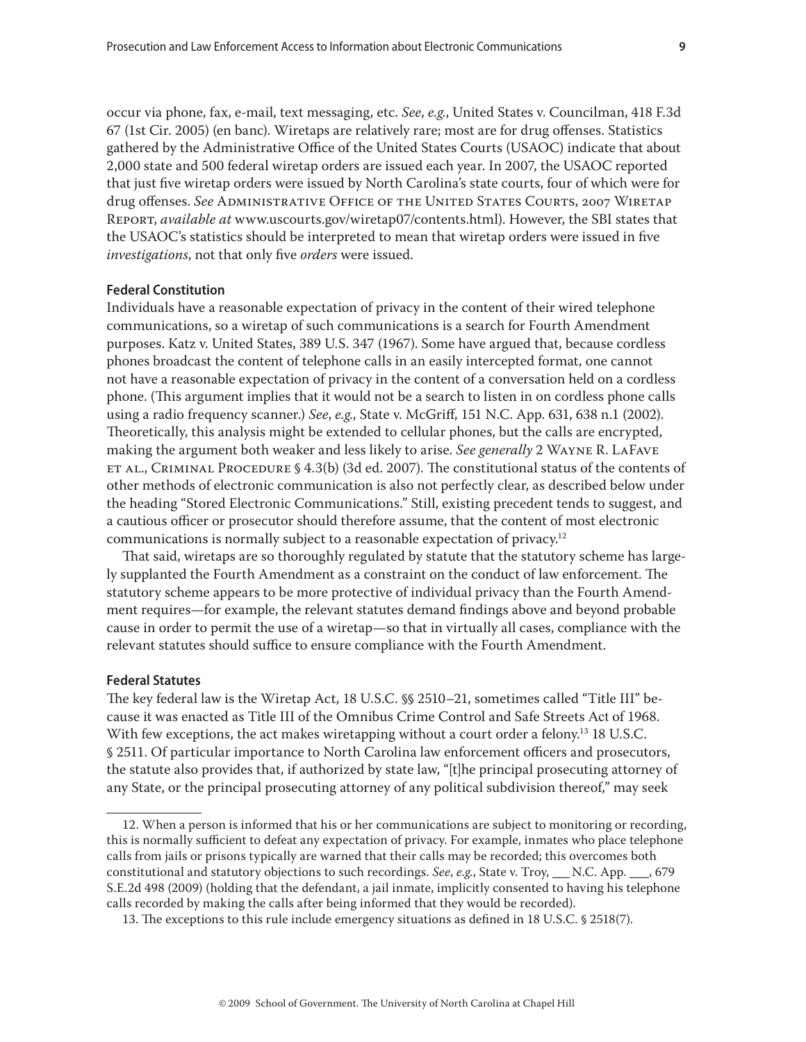occur via phone, fax, e-mail, text messaging, etc. *See*, *e.g.*, United States v. Councilman, 418 F.3d 67 (1st Cir. 2005) (en banc). Wiretaps are relatively rare; most are for drug offenses. Statistics gathered by the Administrative Office of the United States Courts (USAOC) indicate that about 2,000 state and 500 federal wiretap orders are issued each year. In 2007, the USAOC reported that just five wiretap orders were issued by North Carolina's state courts, four of which were for drug offenses. *See* Administrative Office of the United States Courts, 2007 Wiretap Report, *available at* www.uscourts.gov/wiretap07/contents.html). However, the SBI states that the USAOC's statistics should be interpreted to mean that wiretap orders were issued in five *investigations*, not that only five *orders* were issued.

### Federal Constitution

Individuals have a reasonable expectation of privacy in the content of their wired telephone communications, so a wiretap of such communications is a search for Fourth Amendment purposes. Katz v. United States, 389 U.S. 347 (1967). Some have argued that, because cordless phones broadcast the content of telephone calls in an easily intercepted format, one cannot not have a reasonable expectation of privacy in the content of a conversation held on a cordless phone. (This argument implies that it would not be a search to listen in on cordless phone calls using a radio frequency scanner.) *See*, *e.g.*, State v. McGriff, 151 N.C. App. 631, 638 n.1 (2002). Theoretically, this analysis might be extended to cellular phones, but the calls are encrypted, making the argument both weaker and less likely to arise. *See generally* 2 Wayne R. LaFave et al., Criminal Procedure § 4.3(b) (3d ed. 2007). The constitutional status of the contents of other methods of electronic communication is also not perfectly clear, as described below under the heading "Stored Electronic Communications." Still, existing precedent tends to suggest, and a cautious officer or prosecutor should therefore assume, that the content of most electronic communications is normally subject to a reasonable expectation of privacy.[12]

That said, wiretaps are so thoroughly regulated by statute that the statutory scheme has largely supplanted the Fourth Amendment as a constraint on the conduct of law enforcement. The statutory scheme appears to be more protective of individual privacy than the Fourth Amendment requires—for example, the relevant statutes demand findings above and beyond probable cause in order to permit the use of a wiretap—so that in virtually all cases, compliance with the relevant statutes should suffice to ensure compliance with the Fourth Amendment.

### Federal Statutes

The key federal law is the Wiretap Act, 18 U.S.C. §§ 2510–21, sometimes called "Title III" because it was enacted as Title III of the Omnibus Crime Control and Safe Streets Act of 1968. With few exceptions, the act makes wiretapping without a court order a felony.[13] 18 U.S.C. § 2511. Of particular importance to North Carolina law enforcement officers and prosecutors, the statute also provides that, if authorized by state law, "[t]he principal prosecuting attorney of any State, or the principal prosecuting attorney of any political subdivision thereof," may seek

---

12. When a person is informed that his or her communications are subject to monitoring or recording, this is normally sufficient to defeat any expectation of privacy. For example, inmates who place telephone calls from jails or prisons typically are warned that their calls may be recorded; this overcomes both constitutional and statutory objections to such recordings. *See*, *e.g.*, State v. Troy, ___ N.C. App. ___, 679 S.E.2d 498 (2009) (holding that the defendant, a jail inmate, implicitly consented to having his telephone calls recorded by making the calls after being informed that they would be recorded).

13. The exceptions to this rule include emergency situations as defined in 18 U.S.C. § 2518(7).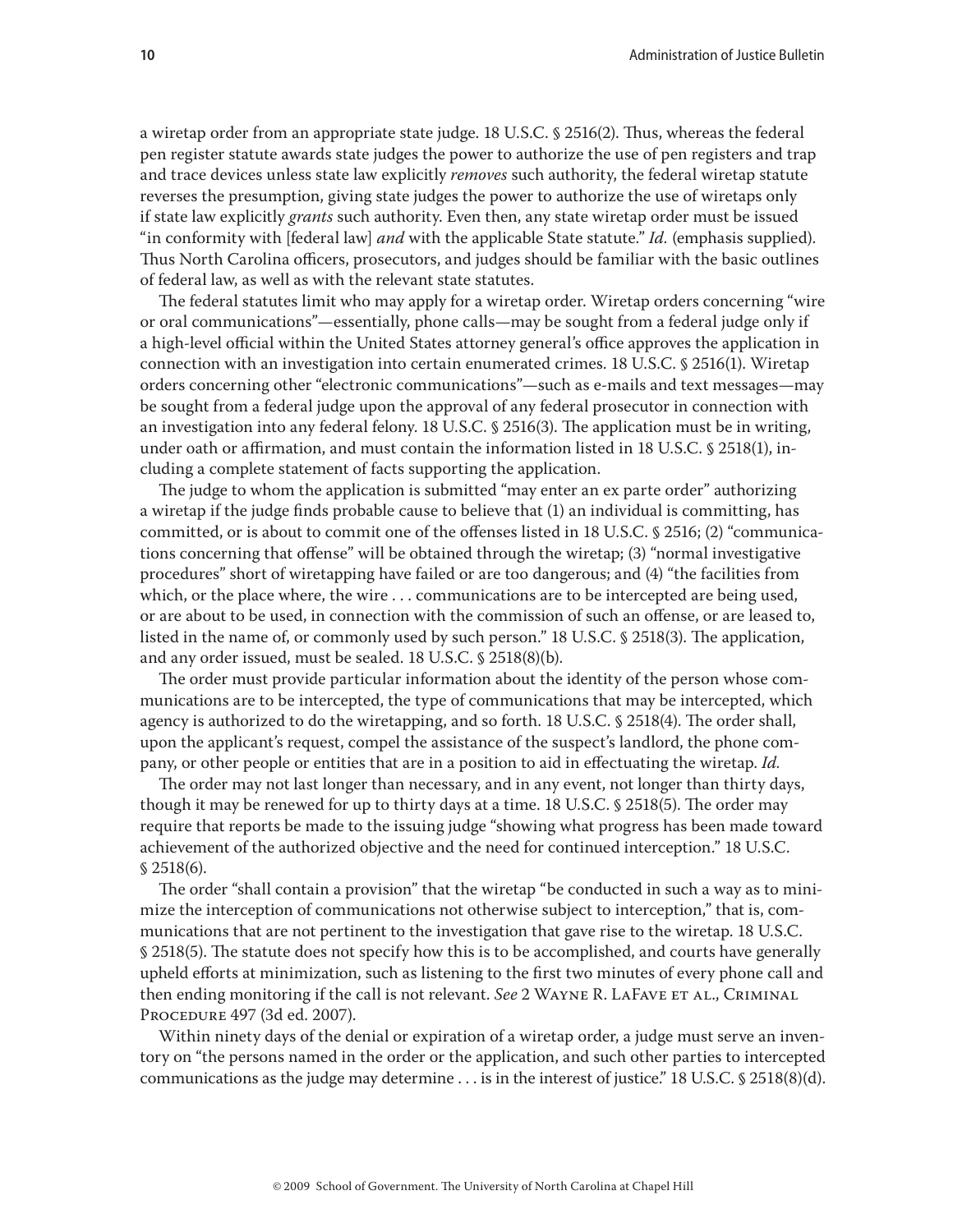a wiretap order from an appropriate state judge. 18 U.S.C. § 2516(2). Thus, whereas the federal pen register statute awards state judges the power to authorize the use of pen registers and trap and trace devices unless state law explicitly *removes* such authority, the federal wiretap statute reverses the presumption, giving state judges the power to authorize the use of wiretaps only if state law explicitly *grants* such authority. Even then, any state wiretap order must be issued "in conformity with [federal law] *and* with the applicable State statute." *Id.* (emphasis supplied). Thus North Carolina officers, prosecutors, and judges should be familiar with the basic outlines of federal law, as well as with the relevant state statutes.

The federal statutes limit who may apply for a wiretap order. Wiretap orders concerning "wire or oral communications"—essentially, phone calls—may be sought from a federal judge only if a high-level official within the United States attorney general's office approves the application in connection with an investigation into certain enumerated crimes. 18 U.S.C. § 2516(1). Wiretap orders concerning other "electronic communications"—such as e-mails and text messages—may be sought from a federal judge upon the approval of any federal prosecutor in connection with an investigation into any federal felony. 18 U.S.C. § 2516(3). The application must be in writing, under oath or affirmation, and must contain the information listed in 18 U.S.C. § 2518(1), including a complete statement of facts supporting the application.

The judge to whom the application is submitted "may enter an ex parte order" authorizing a wiretap if the judge finds probable cause to believe that (1) an individual is committing, has committed, or is about to commit one of the offenses listed in 18 U.S.C. § 2516; (2) "communications concerning that offense" will be obtained through the wiretap; (3) "normal investigative procedures" short of wiretapping have failed or are too dangerous; and (4) "the facilities from which, or the place where, the wire . . . communications are to be intercepted are being used, or are about to be used, in connection with the commission of such an offense, or are leased to, listed in the name of, or commonly used by such person." 18 U.S.C. § 2518(3). The application, and any order issued, must be sealed. 18 U.S.C. § 2518(8)(b).

The order must provide particular information about the identity of the person whose communications are to be intercepted, the type of communications that may be intercepted, which agency is authorized to do the wiretapping, and so forth. 18 U.S.C. § 2518(4). The order shall, upon the applicant's request, compel the assistance of the suspect's landlord, the phone company, or other people or entities that are in a position to aid in effectuating the wiretap. *Id.*

The order may not last longer than necessary, and in any event, not longer than thirty days, though it may be renewed for up to thirty days at a time. 18 U.S.C. § 2518(5). The order may require that reports be made to the issuing judge "showing what progress has been made toward achievement of the authorized objective and the need for continued interception." 18 U.S.C. § 2518(6).

The order "shall contain a provision" that the wiretap "be conducted in such a way as to minimize the interception of communications not otherwise subject to interception," that is, communications that are not pertinent to the investigation that gave rise to the wiretap. 18 U.S.C. § 2518(5). The statute does not specify how this is to be accomplished, and courts have generally upheld efforts at minimization, such as listening to the first two minutes of every phone call and then ending monitoring if the call is not relevant. *See* 2 Wayne R. LaFave et al., Criminal Procedure 497 (3d ed. 2007).

Within ninety days of the denial or expiration of a wiretap order, a judge must serve an inventory on "the persons named in the order or the application, and such other parties to intercepted communications as the judge may determine . . . is in the interest of justice." 18 U.S.C. § 2518(8)(d).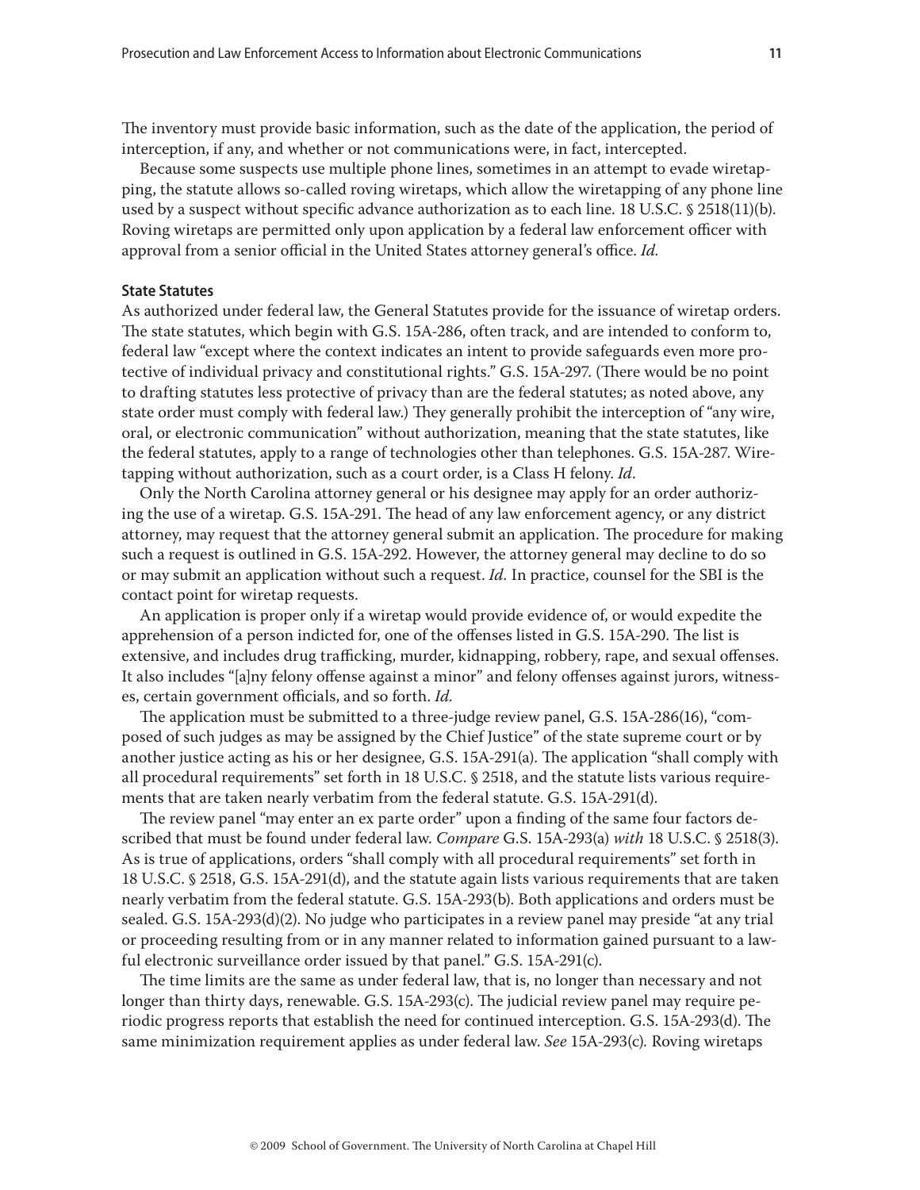The inventory must provide basic information, such as the date of the application, the period of interception, if any, and whether or not communications were, in fact, intercepted.

Because some suspects use multiple phone lines, sometimes in an attempt to evade wiretapping, the statute allows so-called roving wiretaps, which allow the wiretapping of any phone line used by a suspect without specific advance authorization as to each line. 18 U.S.C. § 2518(11)(b). Roving wiretaps are permitted only upon application by a federal law enforcement officer with approval from a senior official in the United States attorney general's office. *Id.*

#### State Statutes

As authorized under federal law, the General Statutes provide for the issuance of wiretap orders. The state statutes, which begin with G.S. 15A-286, often track, and are intended to conform to, federal law "except where the context indicates an intent to provide safeguards even more protective of individual privacy and constitutional rights." G.S. 15A-297. (There would be no point to drafting statutes less protective of privacy than are the federal statutes; as noted above, any state order must comply with federal law.) They generally prohibit the interception of "any wire, oral, or electronic communication" without authorization, meaning that the state statutes, like the federal statutes, apply to a range of technologies other than telephones. G.S. 15A-287. Wiretapping without authorization, such as a court order, is a Class H felony. *Id*.

Only the North Carolina attorney general or his designee may apply for an order authorizing the use of a wiretap. G.S. 15A-291. The head of any law enforcement agency, or any district attorney, may request that the attorney general submit an application. The procedure for making such a request is outlined in G.S. 15A-292. However, the attorney general may decline to do so or may submit an application without such a request. *Id.* In practice, counsel for the SBI is the contact point for wiretap requests.

An application is proper only if a wiretap would provide evidence of, or would expedite the apprehension of a person indicted for, one of the offenses listed in G.S. 15A-290. The list is extensive, and includes drug trafficking, murder, kidnapping, robbery, rape, and sexual offenses. It also includes "[a]ny felony offense against a minor" and felony offenses against jurors, witnesses, certain government officials, and so forth. *Id.*

The application must be submitted to a three-judge review panel, G.S. 15A-286(16), "composed of such judges as may be assigned by the Chief Justice" of the state supreme court or by another justice acting as his or her designee, G.S. 15A-291(a). The application "shall comply with all procedural requirements" set forth in 18 U.S.C. § 2518, and the statute lists various requirements that are taken nearly verbatim from the federal statute. G.S. 15A-291(d).

The review panel "may enter an ex parte order" upon a finding of the same four factors described that must be found under federal law. *Compare* G.S. 15A-293(a) *with* 18 U.S.C. § 2518(3). As is true of applications, orders "shall comply with all procedural requirements" set forth in 18 U.S.C. § 2518, G.S. 15A-291(d), and the statute again lists various requirements that are taken nearly verbatim from the federal statute. G.S. 15A-293(b). Both applications and orders must be sealed. G.S. 15A-293(d)(2). No judge who participates in a review panel may preside "at any trial or proceeding resulting from or in any manner related to information gained pursuant to a lawful electronic surveillance order issued by that panel." G.S. 15A-291(c).

The time limits are the same as under federal law, that is, no longer than necessary and not longer than thirty days, renewable. G.S. 15A-293(c). The judicial review panel may require periodic progress reports that establish the need for continued interception. G.S. 15A-293(d). The same minimization requirement applies as under federal law. *See* 15A-293(c). Roving wiretaps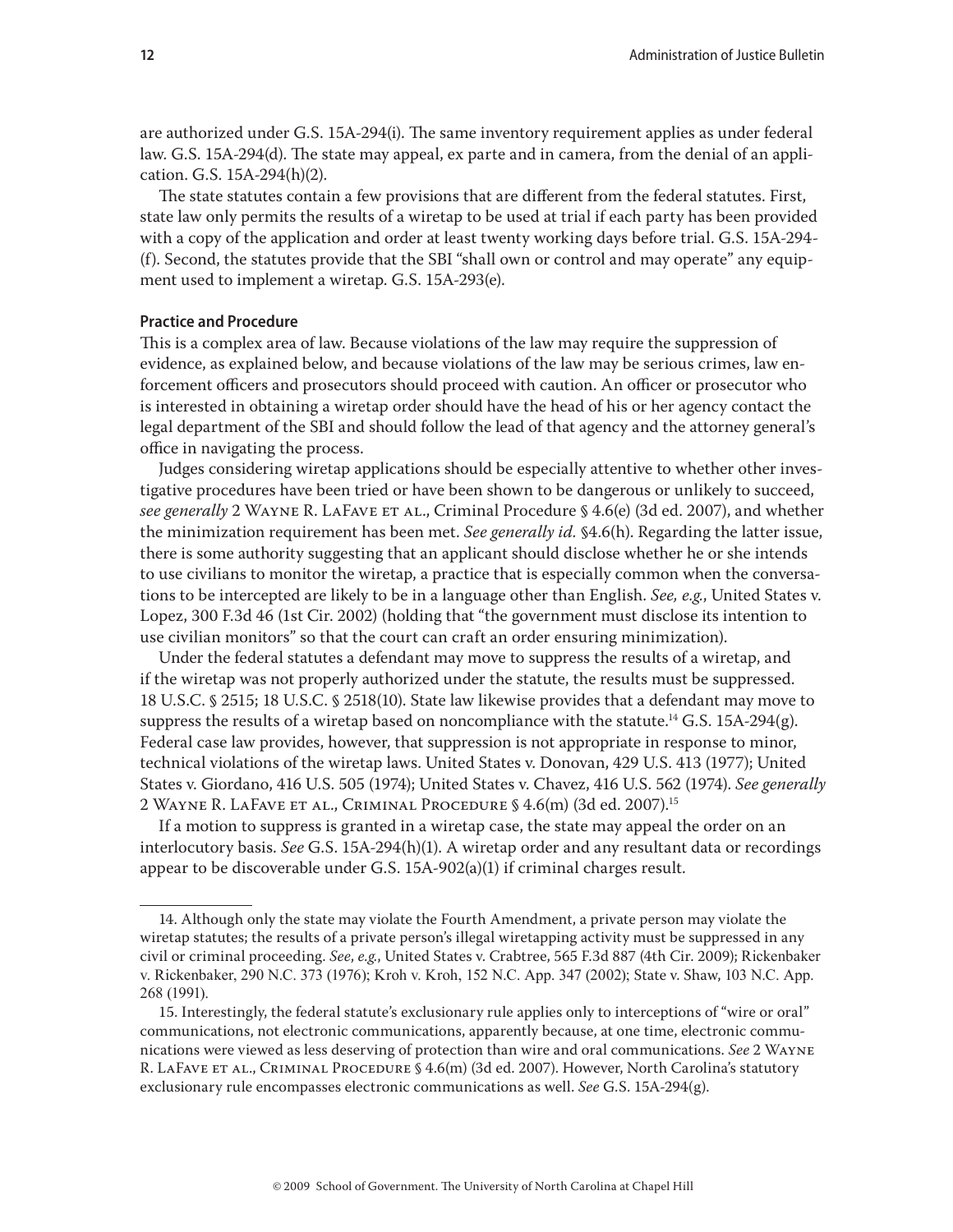are authorized under G.S. 15A-294(i). The same inventory requirement applies as under federal law. G.S. 15A-294(d). The state may appeal, ex parte and in camera, from the denial of an application. G.S. 15A-294(h)(2).

The state statutes contain a few provisions that are different from the federal statutes. First, state law only permits the results of a wiretap to be used at trial if each party has been provided with a copy of the application and order at least twenty working days before trial. G.S. 15A-294(f). Second, the statutes provide that the SBI "shall own or control and may operate" any equipment used to implement a wiretap. G.S. 15A-293(e).

#### Practice and Procedure

This is a complex area of law. Because violations of the law may require the suppression of evidence, as explained below, and because violations of the law may be serious crimes, law enforcement officers and prosecutors should proceed with caution. An officer or prosecutor who is interested in obtaining a wiretap order should have the head of his or her agency contact the legal department of the SBI and should follow the lead of that agency and the attorney general's office in navigating the process.

Judges considering wiretap applications should be especially attentive to whether other investigative procedures have been tried or have been shown to be dangerous or unlikely to succeed, *see generally* 2 Wayne R. LaFave et al., Criminal Procedure § 4.6(e) (3d ed. 2007), and whether the minimization requirement has been met. *See generally id.* §4.6(h). Regarding the latter issue, there is some authority suggesting that an applicant should disclose whether he or she intends to use civilians to monitor the wiretap, a practice that is especially common when the conversations to be intercepted are likely to be in a language other than English. *See, e.g.*, United States v. Lopez, 300 F.3d 46 (1st Cir. 2002) (holding that "the government must disclose its intention to use civilian monitors" so that the court can craft an order ensuring minimization).

Under the federal statutes a defendant may move to suppress the results of a wiretap, and if the wiretap was not properly authorized under the statute, the results must be suppressed. 18 U.S.C. § 2515; 18 U.S.C. § 2518(10). State law likewise provides that a defendant may move to suppress the results of a wiretap based on noncompliance with the statute.[14] G.S. 15A-294(g). Federal case law provides, however, that suppression is not appropriate in response to minor, technical violations of the wiretap laws. United States v. Donovan, 429 U.S. 413 (1977); United States v. Giordano, 416 U.S. 505 (1974); United States v. Chavez, 416 U.S. 562 (1974). *See generally* 2 Wayne R. LaFave et al., Criminal Procedure § 4.6(m) (3d ed. 2007).[15]

If a motion to suppress is granted in a wiretap case, the state may appeal the order on an interlocutory basis. *See* G.S. 15A-294(h)(1). A wiretap order and any resultant data or recordings appear to be discoverable under G.S. 15A-902(a)(1) if criminal charges result.

---

14. Although only the state may violate the Fourth Amendment, a private person may violate the wiretap statutes; the results of a private person's illegal wiretapping activity must be suppressed in any civil or criminal proceeding. *See, e.g.*, United States v. Crabtree, 565 F.3d 887 (4th Cir. 2009); Rickenbaker v. Rickenbaker, 290 N.C. 373 (1976); Kroh v. Kroh, 152 N.C. App. 347 (2002); State v. Shaw, 103 N.C. App. 268 (1991).

15. Interestingly, the federal statute's exclusionary rule applies only to interceptions of "wire or oral" communications, not electronic communications, apparently because, at one time, electronic communications were viewed as less deserving of protection than wire and oral communications. *See* 2 Wayne R. LaFave et al., Criminal Procedure § 4.6(m) (3d ed. 2007). However, North Carolina's statutory exclusionary rule encompasses electronic communications as well. *See* G.S. 15A-294(g).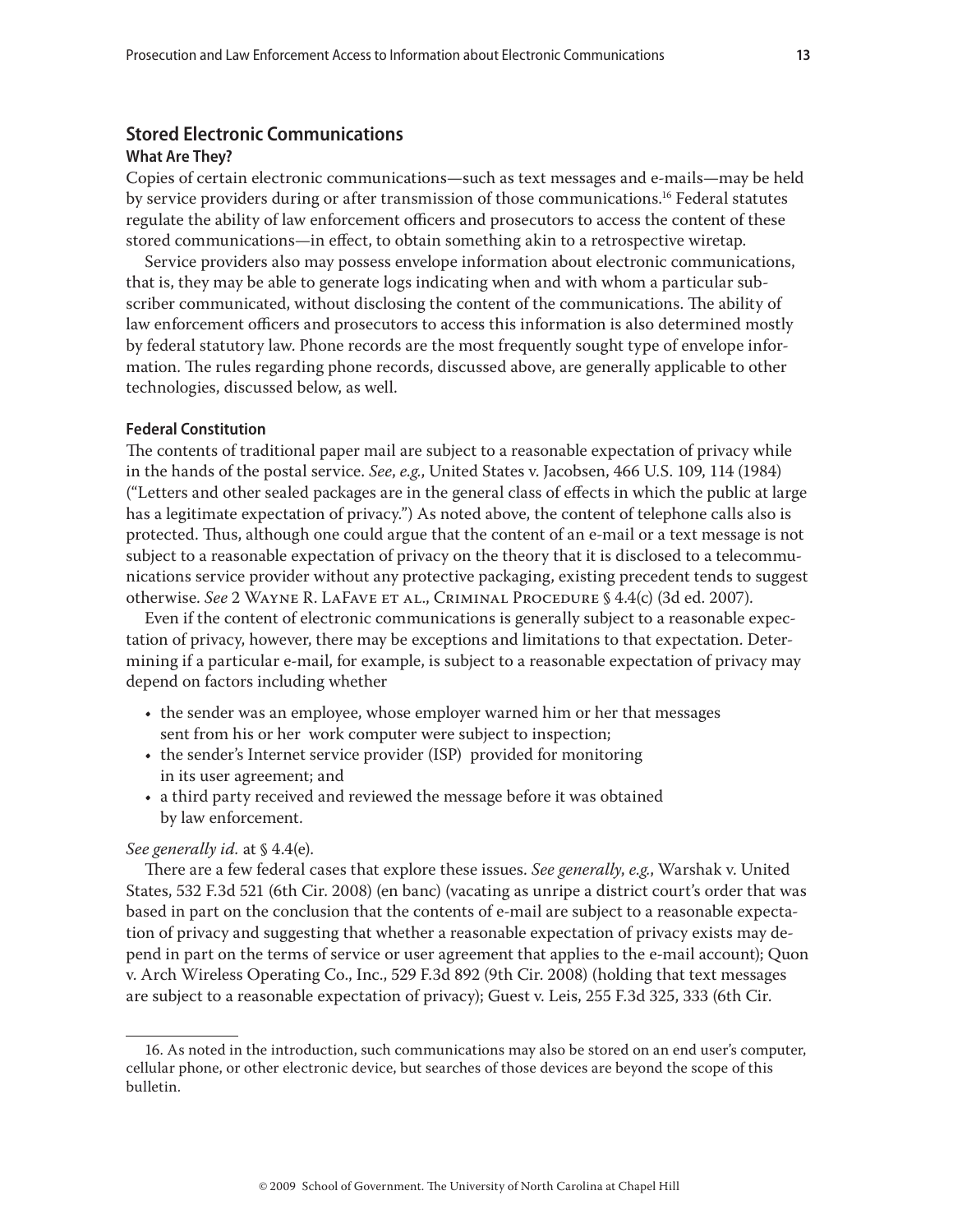## Stored Electronic Communications

### What Are They?

Copies of certain electronic communications—such as text messages and e-mails—may be held by service providers during or after transmission of those communications.[16] Federal statutes regulate the ability of law enforcement officers and prosecutors to access the content of these stored communications—in effect, to obtain something akin to a retrospective wiretap.

Service providers also may possess envelope information about electronic communications, that is, they may be able to generate logs indicating when and with whom a particular subscriber communicated, without disclosing the content of the communications. The ability of law enforcement officers and prosecutors to access this information is also determined mostly by federal statutory law. Phone records are the most frequently sought type of envelope information. The rules regarding phone records, discussed above, are generally applicable to other technologies, discussed below, as well.

### Federal Constitution

The contents of traditional paper mail are subject to a reasonable expectation of privacy while in the hands of the postal service. *See, e.g.*, United States v. Jacobsen, 466 U.S. 109, 114 (1984) ("Letters and other sealed packages are in the general class of effects in which the public at large has a legitimate expectation of privacy.") As noted above, the content of telephone calls also is protected. Thus, although one could argue that the content of an e-mail or a text message is not subject to a reasonable expectation of privacy on the theory that it is disclosed to a telecommunications service provider without any protective packaging, existing precedent tends to suggest otherwise. *See* 2 Wayne R. LaFave et al., Criminal Procedure § 4.4(c) (3d ed. 2007).

Even if the content of electronic communications is generally subject to a reasonable expectation of privacy, however, there may be exceptions and limitations to that expectation. Determining if a particular e-mail, for example, is subject to a reasonable expectation of privacy may depend on factors including whether

- the sender was an employee, whose employer warned him or her that messages sent from his or her work computer were subject to inspection;
- the sender's Internet service provider (ISP) provided for monitoring in its user agreement; and
- a third party received and reviewed the message before it was obtained by law enforcement.

*See generally id.* at § 4.4(e).

There are a few federal cases that explore these issues. *See generally, e.g.*, Warshak v. United States, 532 F.3d 521 (6th Cir. 2008) (en banc) (vacating as unripe a district court's order that was based in part on the conclusion that the contents of e-mail are subject to a reasonable expectation of privacy and suggesting that whether a reasonable expectation of privacy exists may depend in part on the terms of service or user agreement that applies to the e-mail account); Quon v. Arch Wireless Operating Co., Inc., 529 F.3d 892 (9th Cir. 2008) (holding that text messages are subject to a reasonable expectation of privacy); Guest v. Leis, 255 F.3d 325, 333 (6th Cir.

---

16. As noted in the introduction, such communications may also be stored on an end user's computer, cellular phone, or other electronic device, but searches of those devices are beyond the scope of this bulletin.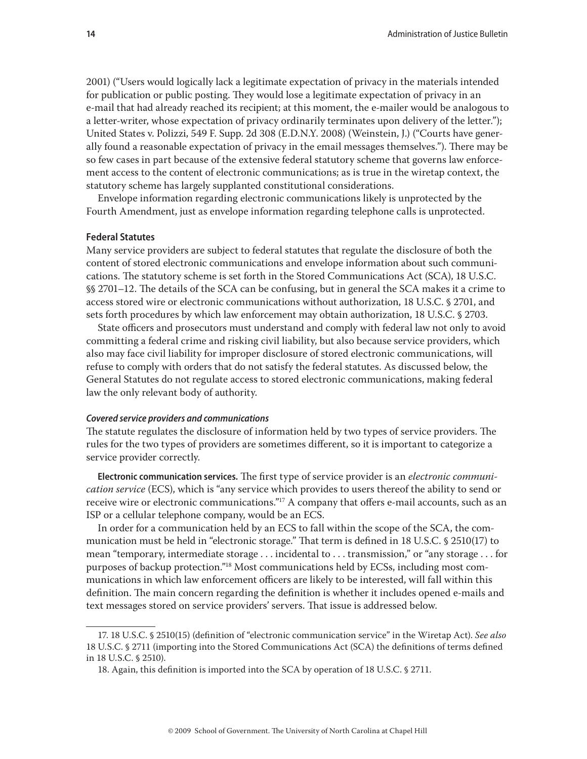2001) ("Users would logically lack a legitimate expectation of privacy in the materials intended for publication or public posting. They would lose a legitimate expectation of privacy in an e-mail that had already reached its recipient; at this moment, the e-mailer would be analogous to a letter-writer, whose expectation of privacy ordinarily terminates upon delivery of the letter."); United States v. Polizzi, 549 F. Supp. 2d 308 (E.D.N.Y. 2008) (Weinstein, J.) ("Courts have generally found a reasonable expectation of privacy in the email messages themselves."). There may be so few cases in part because of the extensive federal statutory scheme that governs law enforcement access to the content of electronic communications; as is true in the wiretap context, the statutory scheme has largely supplanted constitutional considerations.

Envelope information regarding electronic communications likely is unprotected by the Fourth Amendment, just as envelope information regarding telephone calls is unprotected.

### Federal Statutes

Many service providers are subject to federal statutes that regulate the disclosure of both the content of stored electronic communications and envelope information about such communications. The statutory scheme is set forth in the Stored Communications Act (SCA), 18 U.S.C. §§ 2701–12. The details of the SCA can be confusing, but in general the SCA makes it a crime to access stored wire or electronic communications without authorization, 18 U.S.C. § 2701, and sets forth procedures by which law enforcement may obtain authorization, 18 U.S.C. § 2703.

State officers and prosecutors must understand and comply with federal law not only to avoid committing a federal crime and risking civil liability, but also because service providers, which also may face civil liability for improper disclosure of stored electronic communications, will refuse to comply with orders that do not satisfy the federal statutes. As discussed below, the General Statutes do not regulate access to stored electronic communications, making federal law the only relevant body of authority.

#### *Covered service providers and communications*

The statute regulates the disclosure of information held by two types of service providers. The rules for the two types of providers are sometimes different, so it is important to categorize a service provider correctly.

**Electronic communication services.** The first type of service provider is an *electronic communication service* (ECS), which is "any service which provides to users thereof the ability to send or receive wire or electronic communications."[17] A company that offers e-mail accounts, such as an ISP or a cellular telephone company, would be an ECS.

In order for a communication held by an ECS to fall within the scope of the SCA, the communication must be held in "electronic storage." That term is defined in 18 U.S.C. § 2510(17) to mean "temporary, intermediate storage . . . incidental to . . . transmission," or "any storage . . . for purposes of backup protection."[18] Most communications held by ECSs, including most communications in which law enforcement officers are likely to be interested, will fall within this definition. The main concern regarding the definition is whether it includes opened e-mails and text messages stored on service providers' servers. That issue is addressed below.

---

17. 18 U.S.C. § 2510(15) (definition of "electronic communication service" in the Wiretap Act). *See also* 18 U.S.C. § 2711 (importing into the Stored Communications Act (SCA) the definitions of terms defined in 18 U.S.C. § 2510).

18. Again, this definition is imported into the SCA by operation of 18 U.S.C. § 2711.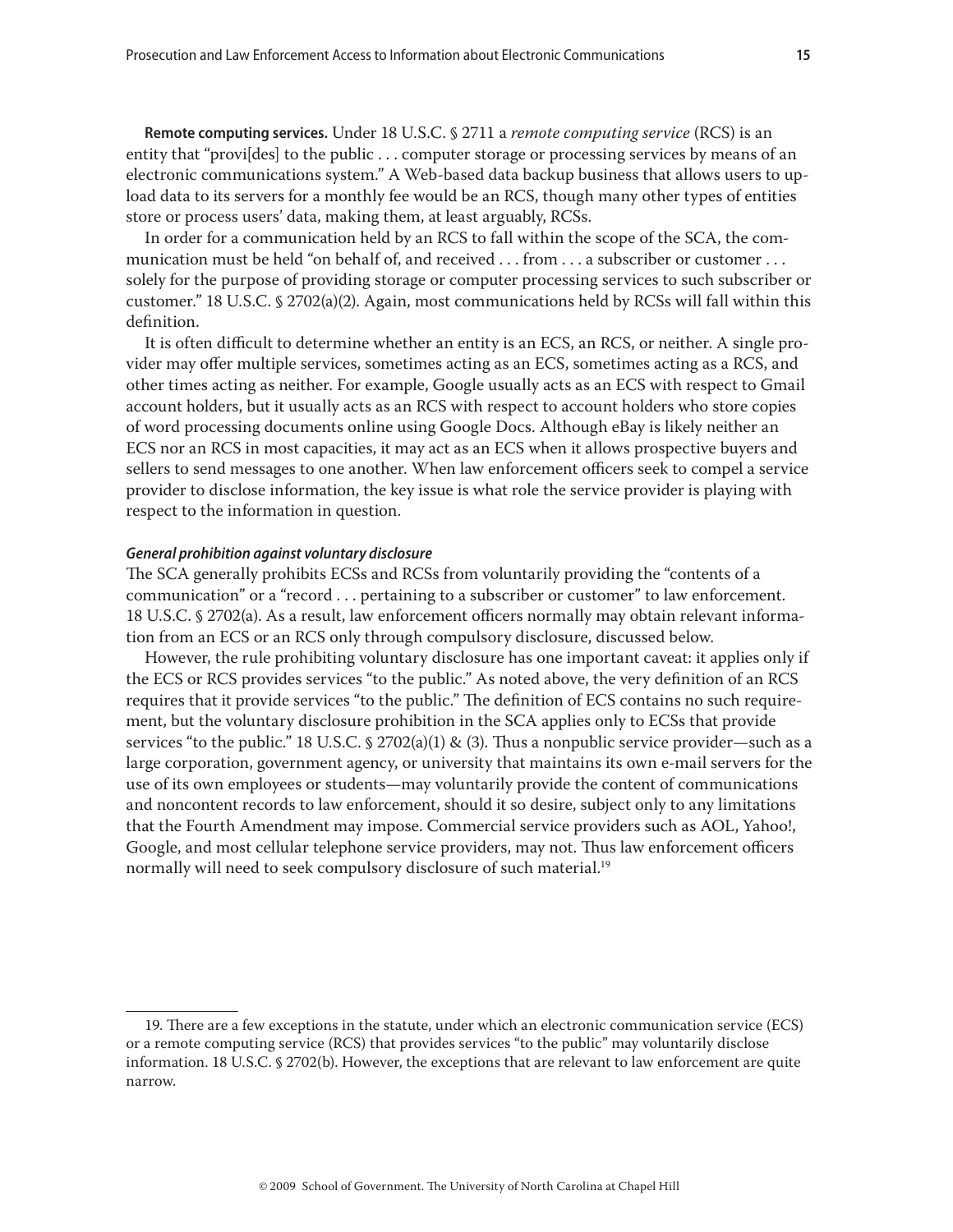**Remote computing services.** Under 18 U.S.C. § 2711 a *remote computing service* (RCS) is an entity that "provi[des] to the public . . . computer storage or processing services by means of an electronic communications system." A Web-based data backup business that allows users to upload data to its servers for a monthly fee would be an RCS, though many other types of entities store or process users' data, making them, at least arguably, RCSs.

In order for a communication held by an RCS to fall within the scope of the SCA, the communication must be held "on behalf of, and received . . . from . . . a subscriber or customer . . . solely for the purpose of providing storage or computer processing services to such subscriber or customer." 18 U.S.C. § 2702(a)(2). Again, most communications held by RCSs will fall within this definition.

It is often difficult to determine whether an entity is an ECS, an RCS, or neither. A single provider may offer multiple services, sometimes acting as an ECS, sometimes acting as a RCS, and other times acting as neither. For example, Google usually acts as an ECS with respect to Gmail account holders, but it usually acts as an RCS with respect to account holders who store copies of word processing documents online using Google Docs. Although eBay is likely neither an ECS nor an RCS in most capacities, it may act as an ECS when it allows prospective buyers and sellers to send messages to one another. When law enforcement officers seek to compel a service provider to disclose information, the key issue is what role the service provider is playing with respect to the information in question.

***General prohibition against voluntary disclosure***

The SCA generally prohibits ECSs and RCSs from voluntarily providing the "contents of a communication" or a "record . . . pertaining to a subscriber or customer" to law enforcement. 18 U.S.C. § 2702(a). As a result, law enforcement officers normally may obtain relevant information from an ECS or an RCS only through compulsory disclosure, discussed below.

However, the rule prohibiting voluntary disclosure has one important caveat: it applies only if the ECS or RCS provides services "to the public." As noted above, the very definition of an RCS requires that it provide services "to the public." The definition of ECS contains no such requirement, but the voluntary disclosure prohibition in the SCA applies only to ECSs that provide services "to the public." 18 U.S.C. § 2702(a)(1) & (3). Thus a nonpublic service provider—such as a large corporation, government agency, or university that maintains its own e-mail servers for the use of its own employees or students—may voluntarily provide the content of communications and noncontent records to law enforcement, should it so desire, subject only to any limitations that the Fourth Amendment may impose. Commercial service providers such as AOL, Yahoo!, Google, and most cellular telephone service providers, may not. Thus law enforcement officers normally will need to seek compulsory disclosure of such material.[19]

---

19. There are a few exceptions in the statute, under which an electronic communication service (ECS) or a remote computing service (RCS) that provides services "to the public" may voluntarily disclose information. 18 U.S.C. § 2702(b). However, the exceptions that are relevant to law enforcement are quite narrow.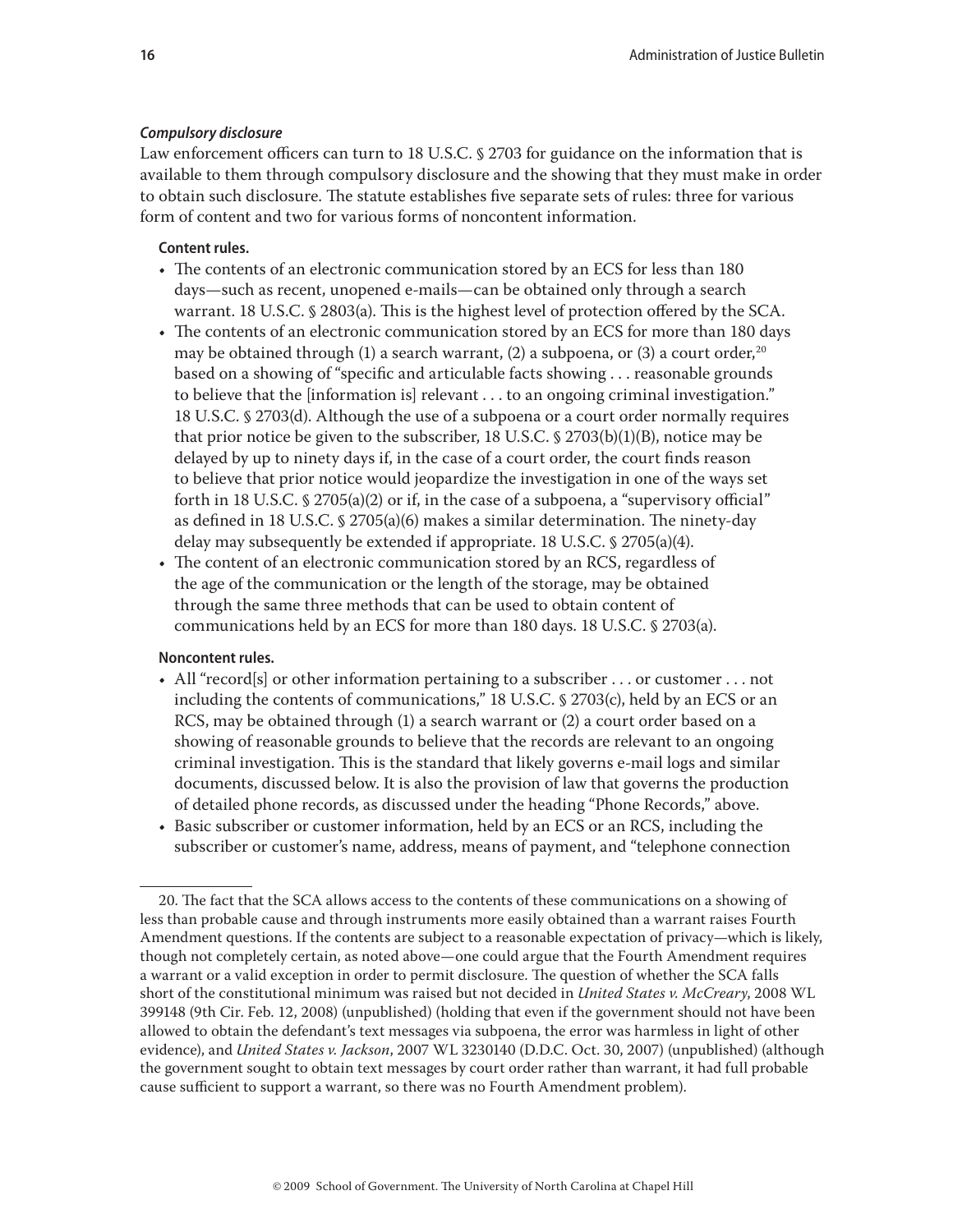### *Compulsory disclosure*

Law enforcement officers can turn to 18 U.S.C. § 2703 for guidance on the information that is available to them through compulsory disclosure and the showing that they must make in order to obtain such disclosure. The statute establishes five separate sets of rules: three for various form of content and two for various forms of noncontent information.

**Content rules.**

- The contents of an electronic communication stored by an ECS for less than 180 days—such as recent, unopened e-mails—can be obtained only through a search warrant. 18 U.S.C. § 2803(a). This is the highest level of protection offered by the SCA.
- The contents of an electronic communication stored by an ECS for more than 180 days may be obtained through (1) a search warrant, (2) a subpoena, or (3) a court order,[20] based on a showing of "specific and articulable facts showing . . . reasonable grounds to believe that the [information is] relevant . . . to an ongoing criminal investigation." 18 U.S.C. § 2703(d). Although the use of a subpoena or a court order normally requires that prior notice be given to the subscriber, 18 U.S.C. § 2703(b)(1)(B), notice may be delayed by up to ninety days if, in the case of a court order, the court finds reason to believe that prior notice would jeopardize the investigation in one of the ways set forth in 18 U.S.C. § 2705(a)(2) or if, in the case of a subpoena, a "supervisory official" as defined in 18 U.S.C. § 2705(a)(6) makes a similar determination. The ninety-day delay may subsequently be extended if appropriate. 18 U.S.C. § 2705(a)(4).
- The content of an electronic communication stored by an RCS, regardless of the age of the communication or the length of the storage, may be obtained through the same three methods that can be used to obtain content of communications held by an ECS for more than 180 days. 18 U.S.C. § 2703(a).

**Noncontent rules.**

- All "record[s] or other information pertaining to a subscriber . . . or customer . . . not including the contents of communications," 18 U.S.C. § 2703(c), held by an ECS or an RCS, may be obtained through (1) a search warrant or (2) a court order based on a showing of reasonable grounds to believe that the records are relevant to an ongoing criminal investigation. This is the standard that likely governs e-mail logs and similar documents, discussed below. It is also the provision of law that governs the production of detailed phone records, as discussed under the heading "Phone Records," above.
- Basic subscriber or customer information, held by an ECS or an RCS, including the subscriber or customer's name, address, means of payment, and "telephone connection

---

20. The fact that the SCA allows access to the contents of these communications on a showing of less than probable cause and through instruments more easily obtained than a warrant raises Fourth Amendment questions. If the contents are subject to a reasonable expectation of privacy—which is likely, though not completely certain, as noted above—one could argue that the Fourth Amendment requires a warrant or a valid exception in order to permit disclosure. The question of whether the SCA falls short of the constitutional minimum was raised but not decided in *United States v. McCreary*, 2008 WL 399148 (9th Cir. Feb. 12, 2008) (unpublished) (holding that even if the government should not have been allowed to obtain the defendant's text messages via subpoena, the error was harmless in light of other evidence), and *United States v. Jackson*, 2007 WL 3230140 (D.D.C. Oct. 30, 2007) (unpublished) (although the government sought to obtain text messages by court order rather than warrant, it had full probable cause sufficient to support a warrant, so there was no Fourth Amendment problem).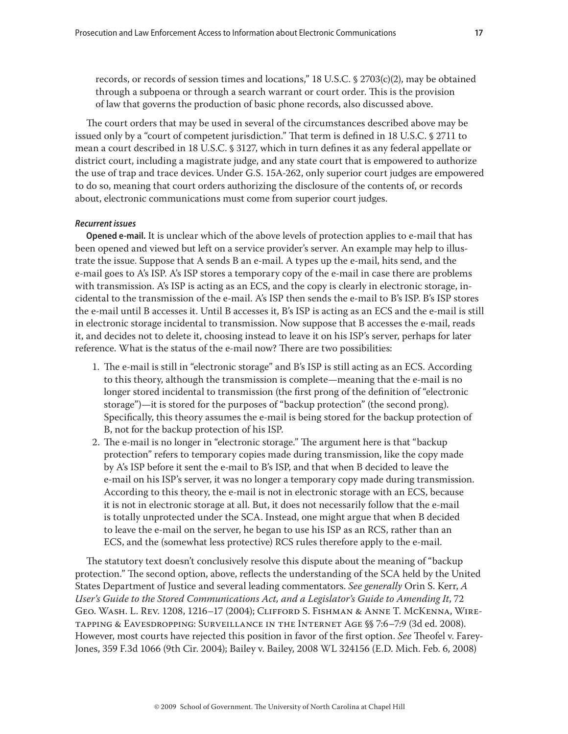records, or records of session times and locations," 18 U.S.C. § 2703(c)(2), may be obtained through a subpoena or through a search warrant or court order. This is the provision of law that governs the production of basic phone records, also discussed above.

The court orders that may be used in several of the circumstances described above may be issued only by a "court of competent jurisdiction." That term is defined in 18 U.S.C. § 2711 to mean a court described in 18 U.S.C. § 3127, which in turn defines it as any federal appellate or district court, including a magistrate judge, and any state court that is empowered to authorize the use of trap and trace devices. Under G.S. 15A-262, only superior court judges are empowered to do so, meaning that court orders authorizing the disclosure of the contents of, or records about, electronic communications must come from superior court judges.

***Recurrent issues***

**Opened e-mail.** It is unclear which of the above levels of protection applies to e-mail that has been opened and viewed but left on a service provider's server. An example may help to illustrate the issue. Suppose that A sends B an e-mail. A types up the e-mail, hits send, and the e-mail goes to A's ISP. A's ISP stores a temporary copy of the e-mail in case there are problems with transmission. A's ISP is acting as an ECS, and the copy is clearly in electronic storage, incidental to the transmission of the e-mail. A's ISP then sends the e-mail to B's ISP. B's ISP stores the e-mail until B accesses it. Until B accesses it, B's ISP is acting as an ECS and the e-mail is still in electronic storage incidental to transmission. Now suppose that B accesses the e-mail, reads it, and decides not to delete it, choosing instead to leave it on his ISP's server, perhaps for later reference. What is the status of the e-mail now? There are two possibilities:

1. The e-mail is still in "electronic storage" and B's ISP is still acting as an ECS. According to this theory, although the transmission is complete—meaning that the e-mail is no longer stored incidental to transmission (the first prong of the definition of "electronic storage")—it is stored for the purposes of "backup protection" (the second prong). Specifically, this theory assumes the e-mail is being stored for the backup protection of B, not for the backup protection of his ISP.
2. The e-mail is no longer in "electronic storage." The argument here is that "backup protection" refers to temporary copies made during transmission, like the copy made by A's ISP before it sent the e-mail to B's ISP, and that when B decided to leave the e-mail on his ISP's server, it was no longer a temporary copy made during transmission. According to this theory, the e-mail is not in electronic storage with an ECS, because it is not in electronic storage at all. But, it does not necessarily follow that the e-mail is totally unprotected under the SCA. Instead, one might argue that when B decided to leave the e-mail on the server, he began to use his ISP as an RCS, rather than an ECS, and the (somewhat less protective) RCS rules therefore apply to the e-mail.

The statutory text doesn't conclusively resolve this dispute about the meaning of "backup protection." The second option, above, reflects the understanding of the SCA held by the United States Department of Justice and several leading commentators. *See generally* Orin S. Kerr, *A User's Guide to the Stored Communications Act, and a Legislator's Guide to Amending It*, 72 Geo. Wash. L. Rev. 1208, 1216–17 (2004); Clifford S. Fishman & Anne T. McKenna, Wiretapping & Eavesdropping: Surveillance in the Internet Age §§ 7:6–7:9 (3d ed. 2008). However, most courts have rejected this position in favor of the first option. *See* Theofel v. Farey-Jones, 359 F.3d 1066 (9th Cir. 2004); Bailey v. Bailey, 2008 WL 324156 (E.D. Mich. Feb. 6, 2008)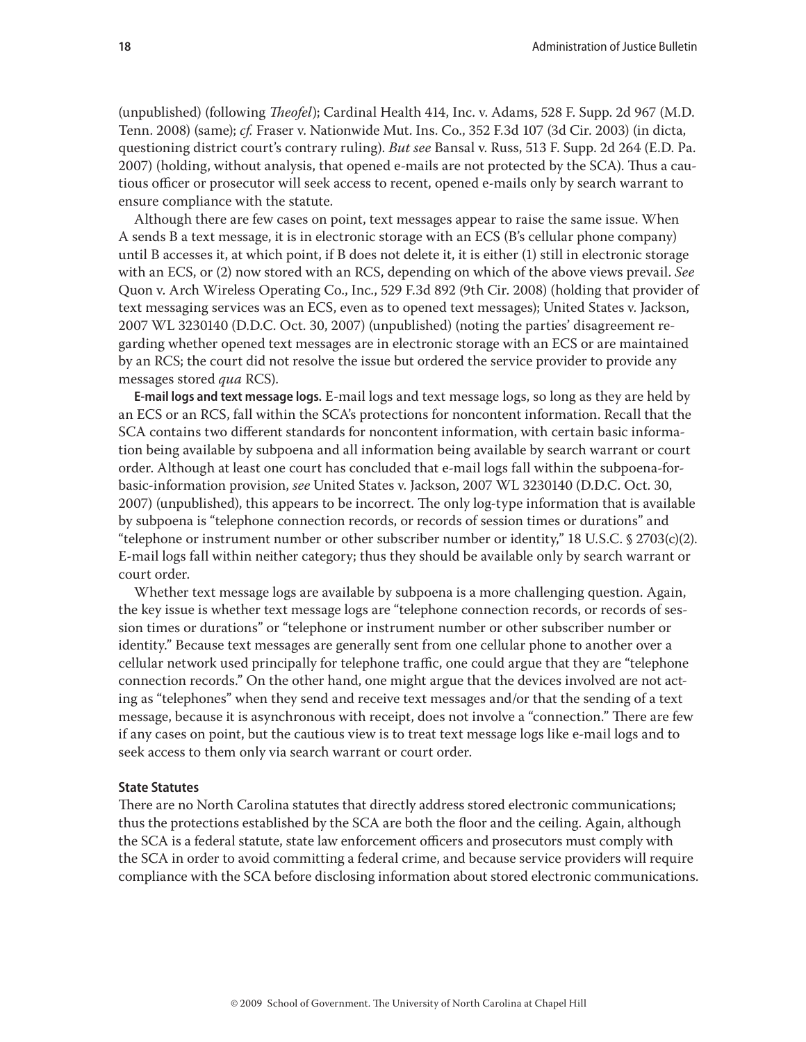(unpublished) (following *Theofel*); Cardinal Health 414, Inc. v. Adams, 528 F. Supp. 2d 967 (M.D. Tenn. 2008) (same); *cf.* Fraser v. Nationwide Mut. Ins. Co., 352 F.3d 107 (3d Cir. 2003) (in dicta, questioning district court's contrary ruling). *But see* Bansal v. Russ, 513 F. Supp. 2d 264 (E.D. Pa. 2007) (holding, without analysis, that opened e-mails are not protected by the SCA). Thus a cautious officer or prosecutor will seek access to recent, opened e-mails only by search warrant to ensure compliance with the statute.

Although there are few cases on point, text messages appear to raise the same issue. When A sends B a text message, it is in electronic storage with an ECS (B's cellular phone company) until B accesses it, at which point, if B does not delete it, it is either (1) still in electronic storage with an ECS, or (2) now stored with an RCS, depending on which of the above views prevail. *See* Quon v. Arch Wireless Operating Co., Inc., 529 F.3d 892 (9th Cir. 2008) (holding that provider of text messaging services was an ECS, even as to opened text messages); United States v. Jackson, 2007 WL 3230140 (D.D.C. Oct. 30, 2007) (unpublished) (noting the parties' disagreement regarding whether opened text messages are in electronic storage with an ECS or are maintained by an RCS; the court did not resolve the issue but ordered the service provider to provide any messages stored *qua* RCS).

**E-mail logs and text message logs.** E-mail logs and text message logs, so long as they are held by an ECS or an RCS, fall within the SCA's protections for noncontent information. Recall that the SCA contains two different standards for noncontent information, with certain basic information being available by subpoena and all information being available by search warrant or court order. Although at least one court has concluded that e-mail logs fall within the subpoena-for-basic-information provision, *see* United States v. Jackson, 2007 WL 3230140 (D.D.C. Oct. 30, 2007) (unpublished), this appears to be incorrect. The only log-type information that is available by subpoena is "telephone connection records, or records of session times or durations" and "telephone or instrument number or other subscriber number or identity," 18 U.S.C. § 2703(c)(2). E-mail logs fall within neither category; thus they should be available only by search warrant or court order.

Whether text message logs are available by subpoena is a more challenging question. Again, the key issue is whether text message logs are "telephone connection records, or records of session times or durations" or "telephone or instrument number or other subscriber number or identity." Because text messages are generally sent from one cellular phone to another over a cellular network used principally for telephone traffic, one could argue that they are "telephone connection records." On the other hand, one might argue that the devices involved are not acting as "telephones" when they send and receive text messages and/or that the sending of a text message, because it is asynchronous with receipt, does not involve a "connection." There are few if any cases on point, but the cautious view is to treat text message logs like e-mail logs and to seek access to them only via search warrant or court order.

### State Statutes

There are no North Carolina statutes that directly address stored electronic communications; thus the protections established by the SCA are both the floor and the ceiling. Again, although the SCA is a federal statute, state law enforcement officers and prosecutors must comply with the SCA in order to avoid committing a federal crime, and because service providers will require compliance with the SCA before disclosing information about stored electronic communications.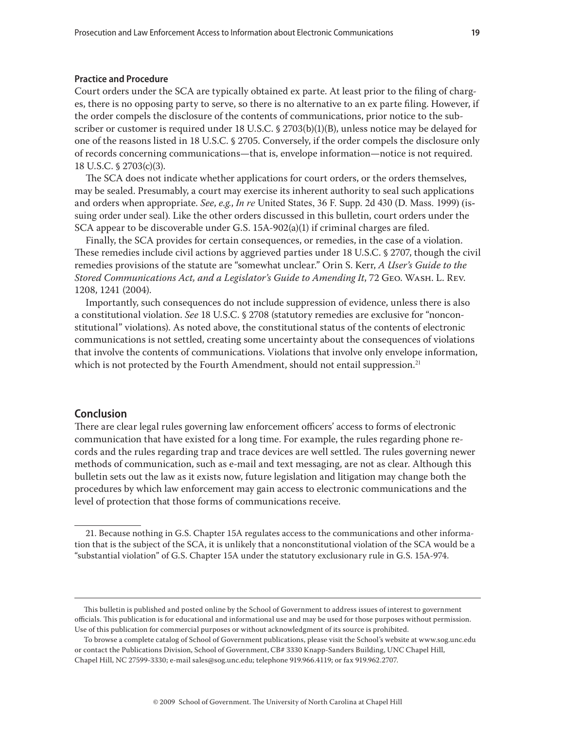### Practice and Procedure

Court orders under the SCA are typically obtained ex parte. At least prior to the filing of charges, there is no opposing party to serve, so there is no alternative to an ex parte filing. However, if the order compels the disclosure of the contents of communications, prior notice to the subscriber or customer is required under 18 U.S.C. § 2703(b)(1)(B), unless notice may be delayed for one of the reasons listed in 18 U.S.C. § 2705. Conversely, if the order compels the disclosure only of records concerning communications—that is, envelope information—notice is not required. 18 U.S.C. § 2703(c)(3).

The SCA does not indicate whether applications for court orders, or the orders themselves, may be sealed. Presumably, a court may exercise its inherent authority to seal such applications and orders when appropriate. *See*, *e.g.*, *In re* United States, 36 F. Supp. 2d 430 (D. Mass. 1999) (issuing order under seal). Like the other orders discussed in this bulletin, court orders under the SCA appear to be discoverable under G.S. 15A-902(a)(1) if criminal charges are filed.

Finally, the SCA provides for certain consequences, or remedies, in the case of a violation. These remedies include civil actions by aggrieved parties under 18 U.S.C. § 2707, though the civil remedies provisions of the statute are "somewhat unclear." Orin S. Kerr, *A User's Guide to the Stored Communications Act, and a Legislator's Guide to Amending It*, 72 Geo. Wash. L. Rev. 1208, 1241 (2004).

Importantly, such consequences do not include suppression of evidence, unless there is also a constitutional violation. *See* 18 U.S.C. § 2708 (statutory remedies are exclusive for "nonconstitutional" violations). As noted above, the constitutional status of the contents of electronic communications is not settled, creating some uncertainty about the consequences of violations that involve the contents of communications. Violations that involve only envelope information, which is not protected by the Fourth Amendment, should not entail suppression.[21]

## Conclusion

There are clear legal rules governing law enforcement officers' access to forms of electronic communication that have existed for a long time. For example, the rules regarding phone records and the rules regarding trap and trace devices are well settled. The rules governing newer methods of communication, such as e-mail and text messaging, are not as clear. Although this bulletin sets out the law as it exists now, future legislation and litigation may change both the procedures by which law enforcement may gain access to electronic communications and the level of protection that those forms of communications receive.

21. Because nothing in G.S. Chapter 15A regulates access to the communications and other information that is the subject of the SCA, it is unlikely that a nonconstitutional violation of the SCA would be a "substantial violation" of G.S. Chapter 15A under the statutory exclusionary rule in G.S. 15A-974.

---

This bulletin is published and posted online by the School of Government to address issues of interest to government officials. This publication is for educational and informational use and may be used for those purposes without permission. Use of this publication for commercial purposes or without acknowledgment of its source is prohibited.

To browse a complete catalog of School of Government publications, please visit the School's website at www.sog.unc.edu or contact the Publications Division, School of Government, CB# 3330 Knapp-Sanders Building, UNC Chapel Hill, Chapel Hill, NC 27599-3330; e-mail sales@sog.unc.edu; telephone 919.966.4119; or fax 919.962.2707.

© 2009 School of Government. The University of North Carolina at Chapel Hill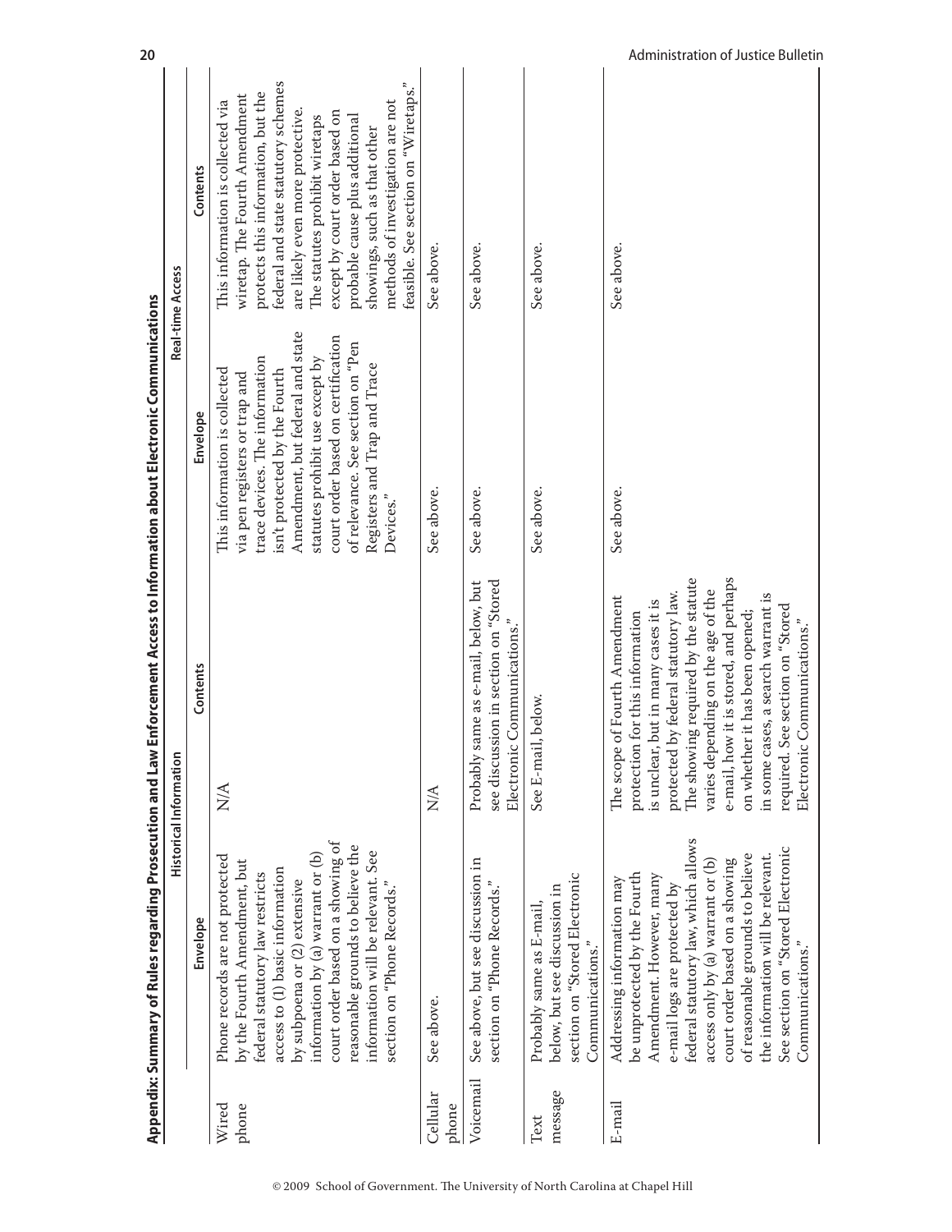## Appendix: Summary of Rules regarding Prosecution and Law Enforcement Access to Information about Electronic Communications

| | Historical Information | | Real-time Access | |
|---|---|---|---|---|
| | Envelope | Contents | Envelope | Contents |
| Wired phone | Phone records are not protected by the Fourth Amendment, but federal statutory law restricts access to (1) basic information by subpoena or (2) extensive information by (a) warrant or (b) court order based on a showing of reasonable grounds to believe the information will be relevant. See section on "Phone Records." | N/A | This information is collected via pen registers or trap and trace devices. The information isn't protected by the Fourth Amendment, but federal and state statutes prohibit use except by court order based on certification of relevance. See section on "Pen Registers and Trap and Trace Devices." | This information is collected via wiretap. The Fourth Amendment protects this information, but the federal and state statutory schemes are likely even more protective. The statutes prohibit wiretaps except by court order based on probable cause plus additional showings, such as that other methods of investigation are not feasible. See section on "Wiretaps." |
| Cellular phone | See above. | N/A | See above. | See above. |
| Voicemail | See above, but see discussion in section on "Phone Records." | Probably same as e-mail, below, but see discussion in section on "Stored Electronic Communications." | See above. | See above. |
| Text message | Probably same as E-mail, below, but see discussion in section on "Stored Electronic Communications." | See E-mail, below. | See above. | See above. |
| E-mail | Addressing information may be unprotected by the Fourth Amendment. However, many e-mail logs are protected by federal statutory law, which allows access only by (a) warrant or (b) court order based on a showing of reasonable grounds to believe the information will be relevant. See section on "Stored Electronic Communications." | The scope of Fourth Amendment protection for this information is unclear, but in many cases it is protected by federal statutory law. The showing required by the statute varies depending on the age of the e-mail, how it is stored, and perhaps on whether it has been opened; in some cases, a search warrant is required. See section on "Stored Electronic Communications." | See above. | See above. |

© 2009 School of Government. The University of North Carolina at Chapel Hill